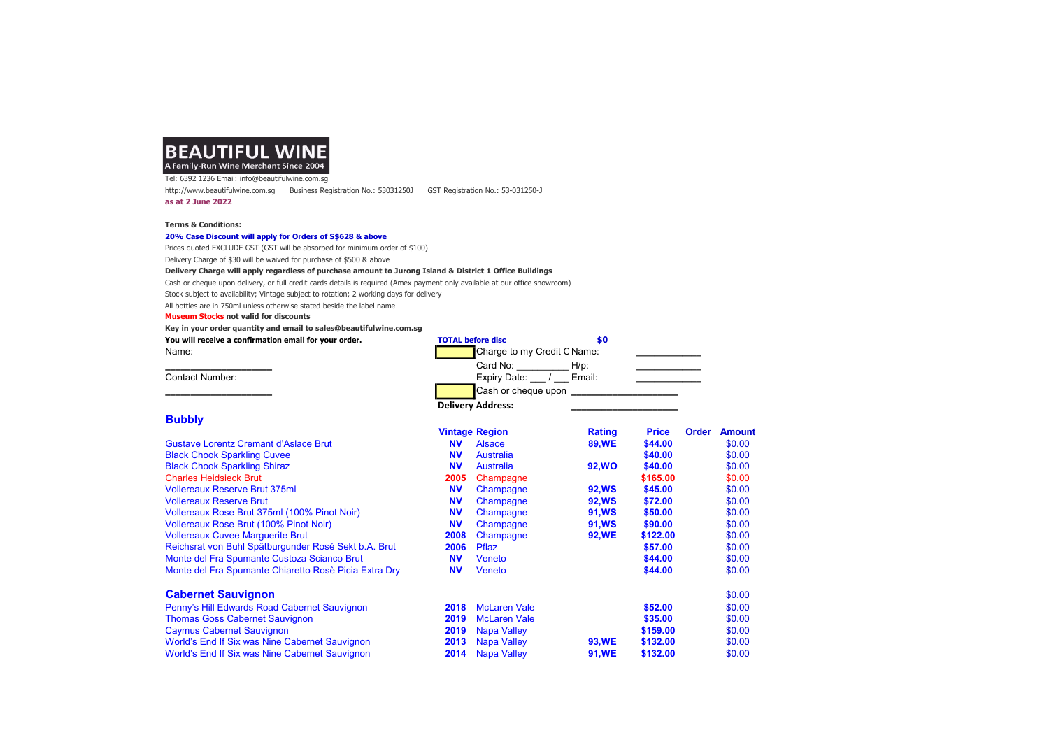# BEAUTIFUL WINE

A Family-Run Wine Merchant Since 2004

Tel: 6392 1236 Email: info@beautifulwine.com.sg

http://www.beautifulwine.com.sg Business Registration No.: 53031250J GST Registration No.: 53-031250-J

**as at 2 June 2022**

**Terms & Conditions:**

**20% Case Discount will apply for Orders of S$628 & above**

Prices quoted EXCLUDE GST (GST will be absorbed for minimum order of $100)

Delivery Charge of $30 will be waived for purchase of $500 & above

**Delivery Charge will apply regardless of purchase amount to Jurong Island & District 1 Office Buildings**

Cash or cheque upon delivery, or full credit cards details is required (Amex payment only available at our office showroom)

Stock subject to availability; Vintage subject to rotation; 2 working days for delivery

All bottles are in 750ml unless otherwise stated beside the label name

**Museum Stocks not valid for discounts**

**Key in your order quantity and email to sales@beautifulwine.com.sg**

**You will receive a confirmation email for your order.**

Name: ____________________

Contact Number: ____________________

**TOTAL before disc** **$0**

[ ] Charge to my Credit Card — Name: ____________ Card No: __________ H/p: ____________ Expiry Date: ___ / ___ Email: ____________

[ ] Cash or cheque upon ____________________

**Delivery Address:** ____________________

## Bubbly

| | Vintage | Region | Rating | Price | Order | Amount |
|---|---|---|---|---|---|---|
| Gustave Lorentz Cremant d'Aslace Brut | NV | Alsace | 89,WE | $44.00 | | $0.00 |
| Black Chook Sparkling Cuvee | NV | Australia | | $40.00 | | $0.00 |
| Black Chook Sparkling Shiraz | NV | Australia | 92,WO | $40.00 | | $0.00 |
| Charles Heidsieck Brut | 2005 | Champagne | | $165.00 | | $0.00 |
| Vollereaux Reserve Brut 375ml | NV | Champagne | 92,WS | $45.00 | | $0.00 |
| Vollereaux Reserve Brut | NV | Champagne | 92,WS | $72.00 | | $0.00 |
| Vollereaux Rose Brut 375ml (100% Pinot Noir) | NV | Champagne | 91,WS | $50.00 | | $0.00 |
| Vollereaux Rose Brut (100% Pinot Noir) | NV | Champagne | 91,WS | $90.00 | | $0.00 |
| Vollereaux Cuvee Marguerite Brut | 2008 | Champagne | 92,WE | $122.00 | | $0.00 |
| Reichsrat von Buhl Spätburgunder Rosé Sekt b.A. Brut | 2006 | Pflaz | | $57.00 | | $0.00 |
| Monte del Fra Spumante Custoza Scianco Brut | NV | Veneto | | $44.00 | | $0.00 |
| Monte del Fra Spumante Chiaretto Rosè Picia Extra Dry | NV | Veneto | | $44.00 | | $0.00 |

## Cabernet Sauvignon

| | Vintage | Region | Rating | Price | Order | Amount |
|---|---|---|---|---|---|---|
| | | | | | | $0.00 |
| Penny's Hill Edwards Road Cabernet Sauvignon | 2018 | McLaren Vale | | $52.00 | | $0.00 |
| Thomas Goss Cabernet Sauvignon | 2019 | McLaren Vale | | $35.00 | | $0.00 |
| Caymus Cabernet Sauvignon | 2019 | Napa Valley | | $159.00 | | $0.00 |
| World's End If Six was Nine Cabernet Sauvignon | 2013 | Napa Valley | 93,WE | $132.00 | | $0.00 |
| World's End If Six was Nine Cabernet Sauvignon | 2014 | Napa Valley | 91,WE | $132.00 | | $0.00 |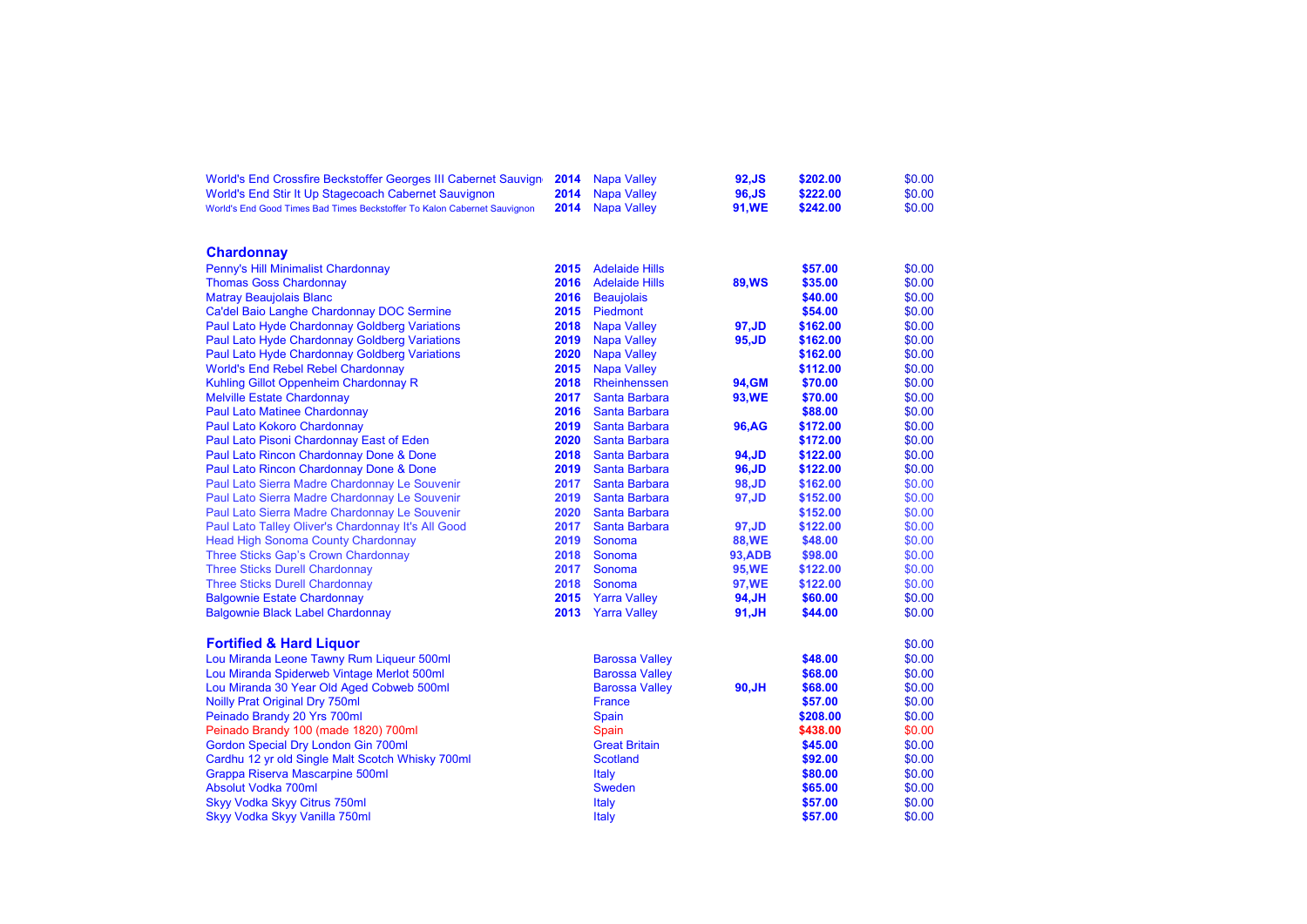| | | | | | |
|---|---|---|---|---|---|
| World's End Crossfire Beckstoffer Georges III Cabernet Sauvign | 2014 | Napa Valley | 92,JS | $202.00 | $0.00 |
| World's End Stir It Up Stagecoach Cabernet Sauvignon | 2014 | Napa Valley | 96,JS | $222.00 | $0.00 |
| World's End Good Times Bad Times Beckstoffer To Kalon Cabernet Sauvignon | 2014 | Napa Valley | 91,WE | $242.00 | $0.00 |

## Chardonnay

| | | | | | |
|---|---|---|---|---|---|
| Penny's Hill Minimalist Chardonnay | 2015 | Adelaide Hills | | $57.00 | $0.00 |
| Thomas Goss Chardonnay | 2016 | Adelaide Hills | 89,WS | $35.00 | $0.00 |
| Matray Beaujolais Blanc | 2016 | Beaujolais | | $40.00 | $0.00 |
| Ca'del Baio Langhe Chardonnay DOC Sermine | 2015 | Piedmont | | $54.00 | $0.00 |
| Paul Lato Hyde Chardonnay Goldberg Variations | 2018 | Napa Valley | 97,JD | $162.00 | $0.00 |
| Paul Lato Hyde Chardonnay Goldberg Variations | 2019 | Napa Valley | 95,JD | $162.00 | $0.00 |
| Paul Lato Hyde Chardonnay Goldberg Variations | 2020 | Napa Valley | | $162.00 | $0.00 |
| World's End Rebel Rebel Chardonnay | 2015 | Napa Valley | | $112.00 | $0.00 |
| Kuhling Gillot Oppenheim Chardonnay R | 2018 | Rheinhenssen | 94,GM | $70.00 | $0.00 |
| Melville Estate Chardonnay | 2017 | Santa Barbara | 93,WE | $70.00 | $0.00 |
| Paul Lato Matinee Chardonnay | 2016 | Santa Barbara | | $88.00 | $0.00 |
| Paul Lato Kokoro Chardonnay | 2019 | Santa Barbara | 96,AG | $172.00 | $0.00 |
| Paul Lato Pisoni Chardonnay East of Eden | 2020 | Santa Barbara | | $172.00 | $0.00 |
| Paul Lato Rincon Chardonnay Done & Done | 2018 | Santa Barbara | 94,JD | $122.00 | $0.00 |
| Paul Lato Rincon Chardonnay Done & Done | 2019 | Santa Barbara | 96,JD | $122.00 | $0.00 |
| Paul Lato Sierra Madre Chardonnay Le Souvenir | 2017 | Santa Barbara | 98,JD | $162.00 | $0.00 |
| Paul Lato Sierra Madre Chardonnay Le Souvenir | 2019 | Santa Barbara | 97,JD | $152.00 | $0.00 |
| Paul Lato Sierra Madre Chardonnay Le Souvenir | 2020 | Santa Barbara | | $152.00 | $0.00 |
| Paul Lato Talley Oliver's Chardonnay It's All Good | 2017 | Santa Barbara | 97,JD | $122.00 | $0.00 |
| Head High Sonoma County Chardonnay | 2019 | Sonoma | 88,WE | $48.00 | $0.00 |
| Three Sticks Gap's Crown Chardonnay | 2018 | Sonoma | 93,ADB | $98.00 | $0.00 |
| Three Sticks Durell Chardonnay | 2017 | Sonoma | 95,WE | $122.00 | $0.00 |
| Three Sticks Durell Chardonnay | 2018 | Sonoma | 97,WE | $122.00 | $0.00 |
| Balgownie Estate Chardonnay | 2015 | Yarra Valley | 94,JH | $60.00 | $0.00 |
| Balgownie Black Label Chardonnay | 2013 | Yarra Valley | 91,JH | $44.00 | $0.00 |

## Fortified & Hard Liquor

| | | | | | |
|---|---|---|---|---|---|
| | | | | | $0.00 |
| Lou Miranda Leone Tawny Rum Liqueur 500ml | | Barossa Valley | | $48.00 | $0.00 |
| Lou Miranda Spiderweb Vintage Merlot 500ml | | Barossa Valley | | $68.00 | $0.00 |
| Lou Miranda 30 Year Old Aged Cobweb 500ml | | Barossa Valley | 90,JH | $68.00 | $0.00 |
| Noilly Prat Original Dry 750ml | | France | | $57.00 | $0.00 |
| Peinado Brandy 20 Yrs 700ml | | Spain | | $208.00 | $0.00 |
| Peinado Brandy 100 (made 1820) 700ml | | Spain | | $438.00 | $0.00 |
| Gordon Special Dry London Gin 700ml | | Great Britain | | $45.00 | $0.00 |
| Cardhu 12 yr old Single Malt Scotch Whisky 700ml | | Scotland | | $92.00 | $0.00 |
| Grappa Riserva Mascarpine 500ml | | Italy | | $80.00 | $0.00 |
| Absolut Vodka 700ml | | Sweden | | $65.00 | $0.00 |
| Skyy Vodka Skyy Citrus 750ml | | Italy | | $57.00 | $0.00 |
| Skyy Vodka Skyy Vanilla 750ml | | Italy | | $57.00 | $0.00 |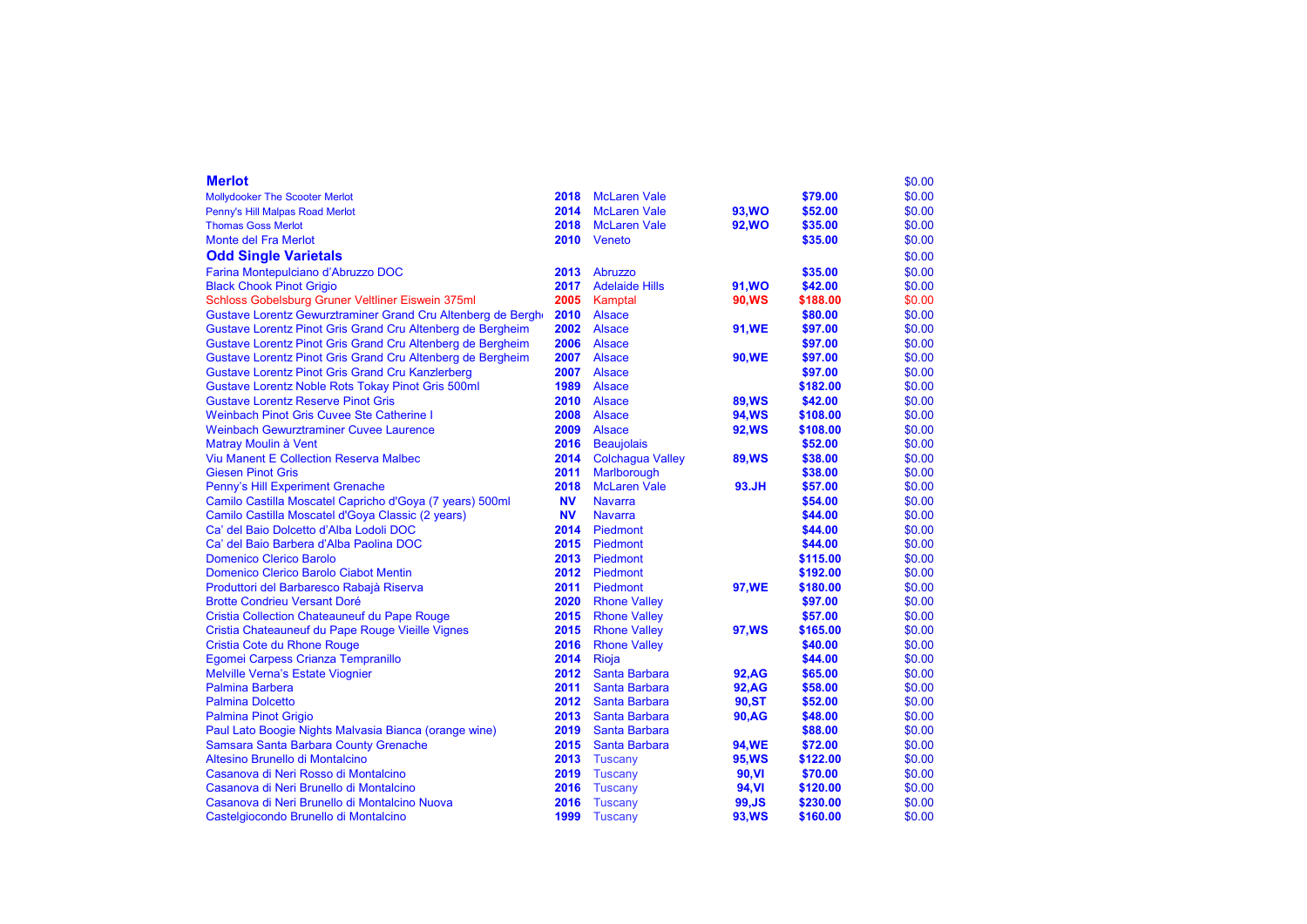| Wine | Vintage | Region | Rating | Price | Total |
|---|---|---|---|---|---|
| **Merlot** | | | | | $0.00 |
| Mollydooker The Scooter Merlot | **2018** | McLaren Vale | | **$79.00** | $0.00 |
| Penny's Hill Malpas Road Merlot | **2014** | McLaren Vale | **93,WO** | **$52.00** | $0.00 |
| Thomas Goss Merlot | **2018** | McLaren Vale | **92,WO** | **$35.00** | $0.00 |
| Monte del Fra Merlot | **2010** | Veneto | | **$35.00** | $0.00 |
| **Odd Single Varietals** | | | | | $0.00 |
| Farina Montepulciano d'Abruzzo DOC | **2013** | Abruzzo | | **$35.00** | $0.00 |
| Black Chook Pinot Grigio | **2017** | Adelaide Hills | **91,WO** | **$42.00** | $0.00 |
| Schloss Gobelsburg Gruner Veltliner Eiswein 375ml | **2005** | Kamptal | **90,WS** | **$188.00** | $0.00 |
| Gustave Lorentz Gewurztraminer Grand Cru Altenberg de Berghe | **2010** | Alsace | | **$80.00** | $0.00 |
| Gustave Lorentz Pinot Gris Grand Cru Altenberg de Bergheim | **2002** | Alsace | **91,WE** | **$97.00** | $0.00 |
| Gustave Lorentz Pinot Gris Grand Cru Altenberg de Bergheim | **2006** | Alsace | | **$97.00** | $0.00 |
| Gustave Lorentz Pinot Gris Grand Cru Altenberg de Bergheim | **2007** | Alsace | **90,WE** | **$97.00** | $0.00 |
| Gustave Lorentz Pinot Gris Grand Cru Kanzlerberg | **2007** | Alsace | | **$97.00** | $0.00 |
| Gustave Lorentz Noble Rots Tokay Pinot Gris 500ml | **1989** | Alsace | | **$182.00** | $0.00 |
| Gustave Lorentz Reserve Pinot Gris | **2010** | Alsace | **89,WS** | **$42.00** | $0.00 |
| Weinbach Pinot Gris Cuvee Ste Catherine I | **2008** | Alsace | **94,WS** | **$108.00** | $0.00 |
| Weinbach Gewurztraminer Cuvee Laurence | **2009** | Alsace | **92,WS** | **$108.00** | $0.00 |
| Matray Moulin à Vent | **2016** | Beaujolais | | **$52.00** | $0.00 |
| Viu Manent E Collection Reserva Malbec | **2014** | Colchagua Valley | **89,WS** | **$38.00** | $0.00 |
| Giesen Pinot Gris | **2011** | Marlborough | | **$38.00** | $0.00 |
| Penny's Hill Experiment Grenache | **2018** | McLaren Vale | **93.JH** | **$57.00** | $0.00 |
| Camilo Castilla Moscatel Capricho d'Goya (7 years) 500ml | **NV** | Navarra | | **$54.00** | $0.00 |
| Camilo Castilla Moscatel d'Goya Classic (2 years) | **NV** | Navarra | | **$44.00** | $0.00 |
| Ca' del Baio Dolcetto d'Alba Lodoli DOC | **2014** | Piedmont | | **$44.00** | $0.00 |
| Ca' del Baio Barbera d'Alba Paolina DOC | **2015** | Piedmont | | **$44.00** | $0.00 |
| Domenico Clerico Barolo | **2013** | Piedmont | | **$115.00** | $0.00 |
| Domenico Clerico Barolo Ciabot Mentin | **2012** | Piedmont | | **$192.00** | $0.00 |
| Produttori del Barbaresco Rabajà Riserva | **2011** | Piedmont | **97,WE** | **$180.00** | $0.00 |
| Brotte Condrieu Versant Doré | **2020** | Rhone Valley | | **$97.00** | $0.00 |
| Cristia Collection Chateauneuf du Pape Rouge | **2015** | Rhone Valley | | **$57.00** | $0.00 |
| Cristia Chateauneuf du Pape Rouge Vieille Vignes | **2015** | Rhone Valley | **97,WS** | **$165.00** | $0.00 |
| Cristia Cote du Rhone Rouge | **2016** | Rhone Valley | | **$40.00** | $0.00 |
| Egomei Carpess Crianza Tempranillo | **2014** | Rioja | | **$44.00** | $0.00 |
| Melville Verna's Estate Viognier | **2012** | Santa Barbara | **92,AG** | **$65.00** | $0.00 |
| Palmina Barbera | **2011** | Santa Barbara | **92,AG** | **$58.00** | $0.00 |
| Palmina Dolcetto | **2012** | Santa Barbara | **90,ST** | **$52.00** | $0.00 |
| Palmina Pinot Grigio | **2013** | Santa Barbara | **90,AG** | **$48.00** | $0.00 |
| Paul Lato Boogie Nights Malvasia Bianca (orange wine) | **2019** | Santa Barbara | | **$88.00** | $0.00 |
| Samsara Santa Barbara County Grenache | **2015** | Santa Barbara | **94,WE** | **$72.00** | $0.00 |
| Altesino Brunello di Montalcino | **2013** | Tuscany | **95,WS** | **$122.00** | $0.00 |
| Casanova di Neri Rosso di Montalcino | **2019** | Tuscany | **90,VI** | **$70.00** | $0.00 |
| Casanova di Neri Brunello di Montalcino | **2016** | Tuscany | **94,VI** | **$120.00** | $0.00 |
| Casanova di Neri Brunello di Montalcino Nuova | **2016** | Tuscany | **99,JS** | **$230.00** | $0.00 |
| Castelgiocondo Brunello di Montalcino | **1999** | Tuscany | **93,WS** | **$160.00** | $0.00 |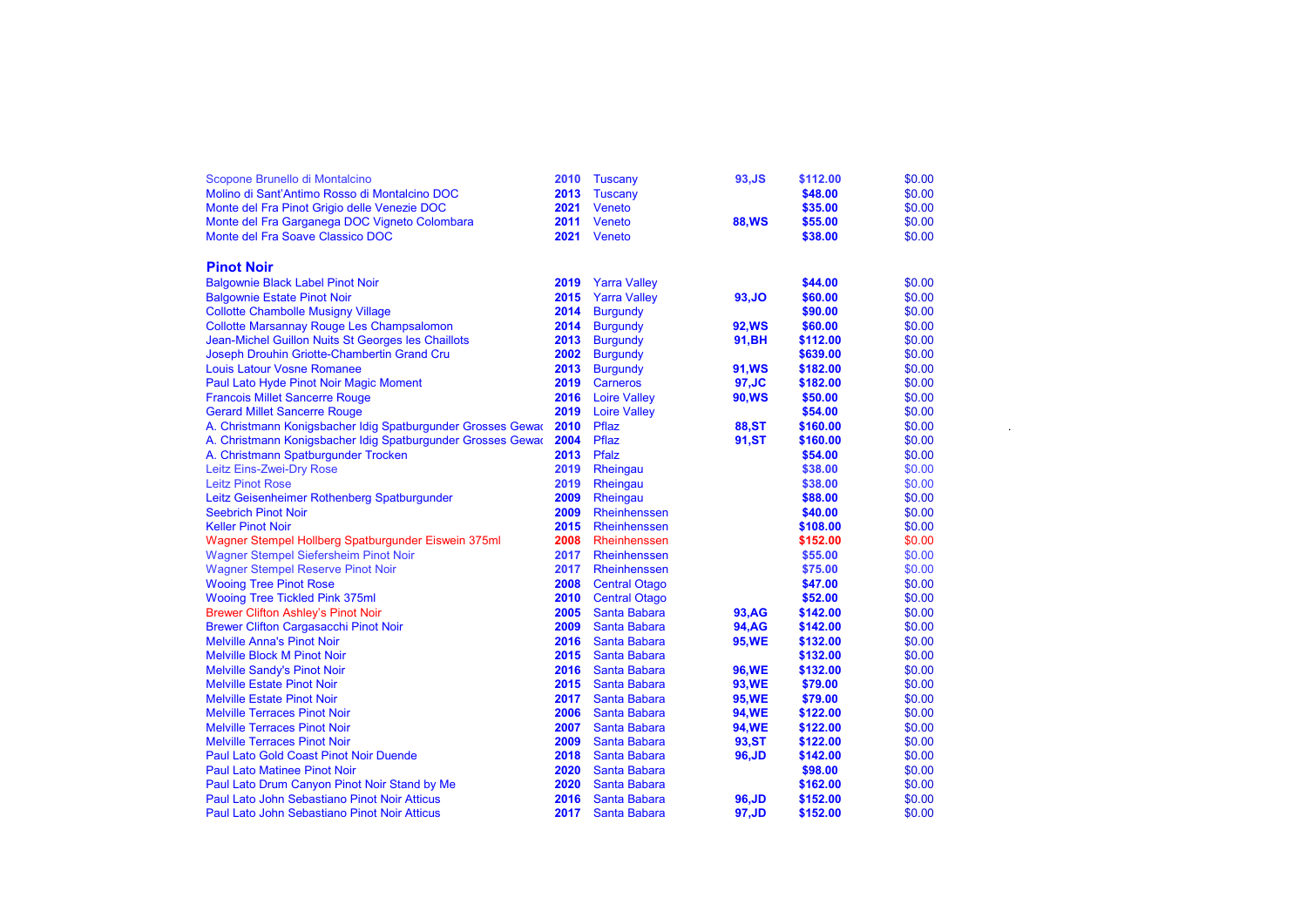| Wine | Vintage | Region | Rating | Price | |
|---|---|---|---|---|---|
| Scopone Brunello di Montalcino | 2010 | Tuscany | 93,JS | $112.00 | $0.00 |
| Molino di Sant'Antimo Rosso di Montalcino DOC | 2013 | Tuscany | | $48.00 | $0.00 |
| Monte del Fra Pinot Grigio delle Venezie DOC | 2021 | Veneto | | $35.00 | $0.00 |
| Monte del Fra Garganega DOC Vigneto Colombara | 2011 | Veneto | 88,WS | $55.00 | $0.00 |
| Monte del Fra Soave Classico DOC | 2021 | Veneto | | $38.00 | $0.00 |

## Pinot Noir

| Wine | Vintage | Region | Rating | Price | |
|---|---|---|---|---|---|
| Balgownie Black Label Pinot Noir | 2019 | Yarra Valley | | $44.00 | $0.00 |
| Balgownie Estate Pinot Noir | 2015 | Yarra Valley | 93,JO | $60.00 | $0.00 |
| Collotte Chambolle Musigny Village | 2014 | Burgundy | | $90.00 | $0.00 |
| Collotte Marsannay Rouge Les Champsalomon | 2014 | Burgundy | 92,WS | $60.00 | $0.00 |
| Jean-Michel Guillon Nuits St Georges les Chaillots | 2013 | Burgundy | 91,BH | $112.00 | $0.00 |
| Joseph Drouhin Griotte-Chambertin Grand Cru | 2002 | Burgundy | | $639.00 | $0.00 |
| Louis Latour Vosne Romanee | 2013 | Burgundy | 91,WS | $182.00 | $0.00 |
| Paul Lato Hyde Pinot Noir Magic Moment | 2019 | Carneros | 97,JC | $182.00 | $0.00 |
| Francois Millet Sancerre Rouge | 2016 | Loire Valley | 90,WS | $50.00 | $0.00 |
| Gerard Millet Sancerre Rouge | 2019 | Loire Valley | | $54.00 | $0.00 |
| A. Christmann Konigsbacher Idig Spatburgunder Grosses Gewac | 2010 | Pflaz | 88,ST | $160.00 | $0.00 |
| A. Christmann Konigsbacher Idig Spatburgunder Grosses Gewac | 2004 | Pflaz | 91,ST | $160.00 | $0.00 |
| A. Christmann Spatburgunder Trocken | 2013 | Pflaz | | $54.00 | $0.00 |
| Leitz Eins-Zwei-Dry Rose | 2019 | Rheingau | | $38.00 | $0.00 |
| Leitz Pinot Rose | 2019 | Rheingau | | $38.00 | $0.00 |
| Leitz Geisenheimer Rothenberg Spatburgunder | 2009 | Rheingau | | $88.00 | $0.00 |
| Seebrich Pinot Noir | 2009 | Rheinhenssen | | $40.00 | $0.00 |
| Keller Pinot Noir | 2015 | Rheinhenssen | | $108.00 | $0.00 |
| Wagner Stempel Hollberg Spatburgunder Eiswein 375ml | 2008 | Rheinhenssen | | $152.00 | $0.00 |
| Wagner Stempel Siefersheim Pinot Noir | 2017 | Rheinhenssen | | $55.00 | $0.00 |
| Wagner Stempel Reserve Pinot Noir | 2017 | Rheinhenssen | | $75.00 | $0.00 |
| Wooing Tree Pinot Rose | 2008 | Central Otago | | $47.00 | $0.00 |
| Wooing Tree Tickled Pink 375ml | 2010 | Central Otago | | $52.00 | $0.00 |
| Brewer Clifton Ashley's Pinot Noir | 2005 | Santa Babara | 93,AG | $142.00 | $0.00 |
| Brewer Clifton Cargasacchi Pinot Noir | 2009 | Santa Babara | 94,AG | $142.00 | $0.00 |
| Melville Anna's Pinot Noir | 2016 | Santa Babara | 95,WE | $132.00 | $0.00 |
| Melville Block M Pinot Noir | 2015 | Santa Babara | | $132.00 | $0.00 |
| Melville Sandy's Pinot Noir | 2016 | Santa Babara | 96,WE | $132.00 | $0.00 |
| Melville Estate Pinot Noir | 2015 | Santa Babara | 93,WE | $79.00 | $0.00 |
| Melville Estate Pinot Noir | 2017 | Santa Babara | 95,WE | $79.00 | $0.00 |
| Melville Terraces Pinot Noir | 2006 | Santa Babara | 94,WE | $122.00 | $0.00 |
| Melville Terraces Pinot Noir | 2007 | Santa Babara | 94,WE | $122.00 | $0.00 |
| Melville Terraces Pinot Noir | 2009 | Santa Babara | 93,ST | $122.00 | $0.00 |
| Paul Lato Gold Coast Pinot Noir Duende | 2018 | Santa Babara | 96,JD | $142.00 | $0.00 |
| Paul Lato Matinee Pinot Noir | 2020 | Santa Babara | | $98.00 | $0.00 |
| Paul Lato Drum Canyon Pinot Noir Stand by Me | 2020 | Santa Babara | | $162.00 | $0.00 |
| Paul Lato John Sebastiano Pinot Noir Atticus | 2016 | Santa Babara | 96,JD | $152.00 | $0.00 |
| Paul Lato John Sebastiano Pinot Noir Atticus | 2017 | Santa Babara | 97,JD | $152.00 | $0.00 |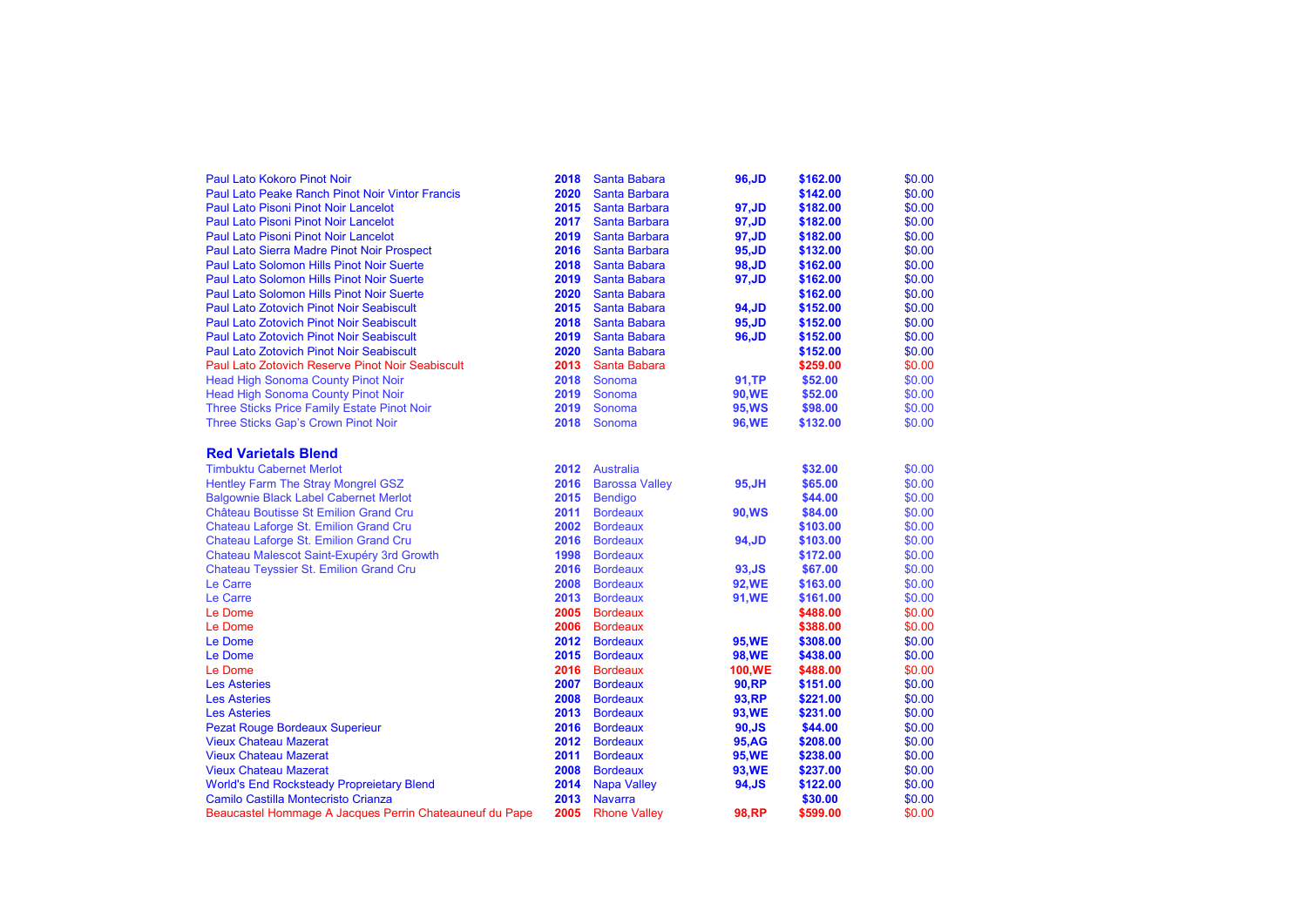| | | | | | |
|---|---|---|---|---|---|
| Paul Lato Kokoro Pinot Noir | 2018 | Santa Babara | 96,JD | $162.00 | $0.00 |
| Paul Lato Peake Ranch Pinot Noir Vintor Francis | 2020 | Santa Barbara | | $142.00 | $0.00 |
| Paul Lato Pisoni Pinot Noir Lancelot | 2015 | Santa Barbara | 97,JD | $182.00 | $0.00 |
| Paul Lato Pisoni Pinot Noir Lancelot | 2017 | Santa Barbara | 97,JD | $182.00 | $0.00 |
| Paul Lato Pisoni Pinot Noir Lancelot | 2019 | Santa Barbara | 97,JD | $182.00 | $0.00 |
| Paul Lato Sierra Madre Pinot Noir Prospect | 2016 | Santa Barbara | 95,JD | $132.00 | $0.00 |
| Paul Lato Solomon Hills Pinot Noir Suerte | 2018 | Santa Babara | 98,JD | $162.00 | $0.00 |
| Paul Lato Solomon Hills Pinot Noir Suerte | 2019 | Santa Babara | 97,JD | $162.00 | $0.00 |
| Paul Lato Solomon Hills Pinot Noir Suerte | 2020 | Santa Babara | | $162.00 | $0.00 |
| Paul Lato Zotovich Pinot Noir Seabiscult | 2015 | Santa Babara | 94,JD | $152.00 | $0.00 |
| Paul Lato Zotovich Pinot Noir Seabiscult | 2018 | Santa Babara | 95,JD | $152.00 | $0.00 |
| Paul Lato Zotovich Pinot Noir Seabiscult | 2019 | Santa Babara | 96,JD | $152.00 | $0.00 |
| Paul Lato Zotovich Pinot Noir Seabiscult | 2020 | Santa Babara | | $152.00 | $0.00 |
| Paul Lato Zotovich Reserve Pinot Noir Seabiscult | 2013 | Santa Babara | | $259.00 | $0.00 |
| Head High Sonoma County Pinot Noir | 2018 | Sonoma | 91,TP | $52.00 | $0.00 |
| Head High Sonoma County Pinot Noir | 2019 | Sonoma | 90,WE | $52.00 | $0.00 |
| Three Sticks Price Family Estate Pinot Noir | 2019 | Sonoma | 95,WS | $98.00 | $0.00 |
| Three Sticks Gap's Crown Pinot Noir | 2018 | Sonoma | 96,WE | $132.00 | $0.00 |

## Red Varietals Blend

| | | | | | |
|---|---|---|---|---|---|
| Timbuktu Cabernet Merlot | 2012 | Australia | | $32.00 | $0.00 |
| Hentley Farm The Stray Mongrel GSZ | 2016 | Barossa Valley | 95,JH | $65.00 | $0.00 |
| Balgownie Black Label Cabernet Merlot | 2015 | Bendigo | | $44.00 | $0.00 |
| Château Boutisse St Emilion Grand Cru | 2011 | Bordeaux | 90,WS | $84.00 | $0.00 |
| Chateau Laforge St. Emilion Grand Cru | 2002 | Bordeaux | | $103.00 | $0.00 |
| Chateau Laforge St. Emilion Grand Cru | 2016 | Bordeaux | 94,JD | $103.00 | $0.00 |
| Chateau Malescot Saint-Exupéry 3rd Growth | 1998 | Bordeaux | | $172.00 | $0.00 |
| Chateau Teyssier St. Emilion Grand Cru | 2016 | Bordeaux | 93,JS | $67.00 | $0.00 |
| Le Carre | 2008 | Bordeaux | 92,WE | $163.00 | $0.00 |
| Le Carre | 2013 | Bordeaux | 91,WE | $161.00 | $0.00 |
| Le Dome | 2005 | Bordeaux | | $488.00 | $0.00 |
| Le Dome | 2006 | Bordeaux | | $388.00 | $0.00 |
| Le Dome | 2012 | Bordeaux | 95,WE | $308.00 | $0.00 |
| Le Dome | 2015 | Bordeaux | 98,WE | $438.00 | $0.00 |
| Le Dome | 2016 | Bordeaux | 100,WE | $488.00 | $0.00 |
| Les Asteries | 2007 | Bordeaux | 90,RP | $151.00 | $0.00 |
| Les Asteries | 2008 | Bordeaux | 93,RP | $221.00 | $0.00 |
| Les Asteries | 2013 | Bordeaux | 93,WE | $231.00 | $0.00 |
| Pezat Rouge Bordeaux Superieur | 2016 | Bordeaux | 90,JS | $44.00 | $0.00 |
| Vieux Chateau Mazerat | 2012 | Bordeaux | 95,AG | $208.00 | $0.00 |
| Vieux Chateau Mazerat | 2011 | Bordeaux | 95,WE | $238.00 | $0.00 |
| Vieux Chateau Mazerat | 2008 | Bordeaux | 93,WE | $237.00 | $0.00 |
| World's End Rocksteady Propreietary Blend | 2014 | Napa Valley | 94,JS | $122.00 | $0.00 |
| Camilo Castilla Montecristo Crianza | 2013 | Navarra | | $30.00 | $0.00 |
| Beaucastel Hommage A Jacques Perrin Chateauneuf du Pape | 2005 | Rhone Valley | 98,RP | $599.00 | $0.00 |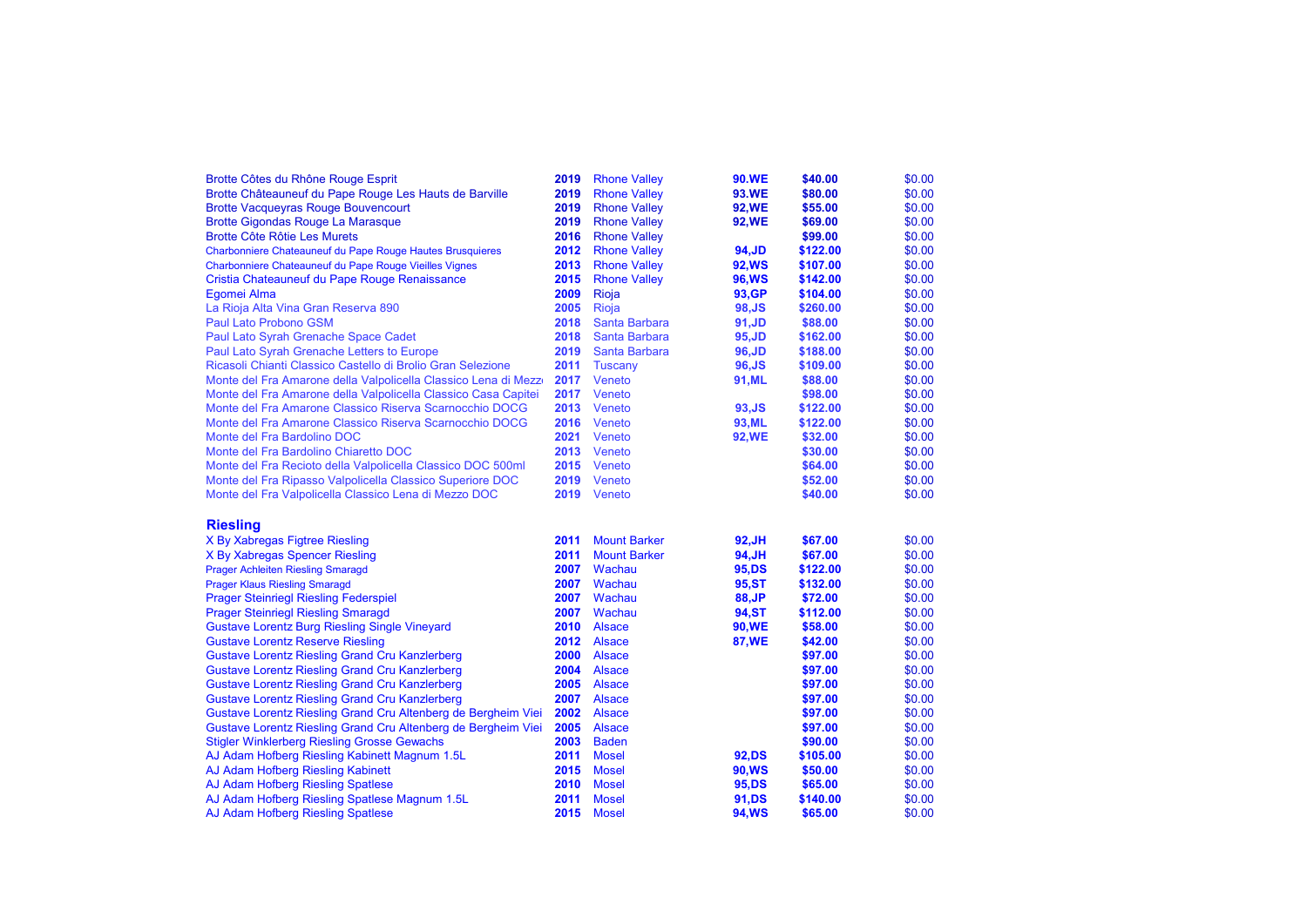| | | | | | |
|---|---|---|---|---|---|
| Brotte Côtes du Rhône Rouge Esprit | **2019** | Rhone Valley | **90.WE** | **$40.00** | $0.00 |
| Brotte Châteauneuf du Pape Rouge Les Hauts de Barville | **2019** | Rhone Valley | **93.WE** | **$80.00** | $0.00 |
| Brotte Vacqueyras Rouge Bouvencourt | **2019** | Rhone Valley | **92,WE** | **$55.00** | $0.00 |
| Brotte Gigondas Rouge La Marasque | **2019** | Rhone Valley | **92,WE** | **$69.00** | $0.00 |
| Brotte Côte Rôtie Les Murets | **2016** | Rhone Valley | | **$99.00** | $0.00 |
| Charbonniere Chateauneuf du Pape Rouge Hautes Brusquieres | **2012** | Rhone Valley | **94,JD** | **$122.00** | $0.00 |
| Charbonniere Chateauneuf du Pape Rouge Vieilles Vignes | **2013** | Rhone Valley | **92,WS** | **$107.00** | $0.00 |
| Cristia Chateauneuf du Pape Rouge Renaissance | **2015** | Rhone Valley | **96,WS** | **$142.00** | $0.00 |
| Egomei Alma | **2009** | Rioja | **93,GP** | **$104.00** | $0.00 |
| La Rioja Alta Vina Gran Reserva 890 | **2005** | Rioja | **98,JS** | **$260.00** | $0.00 |
| Paul Lato Probono GSM | **2018** | Santa Barbara | **91,JD** | **$88.00** | $0.00 |
| Paul Lato Syrah Grenache Space Cadet | **2018** | Santa Barbara | **95,JD** | **$162.00** | $0.00 |
| Paul Lato Syrah Grenache Letters to Europe | **2019** | Santa Barbara | **96,JD** | **$188.00** | $0.00 |
| Ricasoli Chianti Classico Castello di Brolio Gran Selezione | **2011** | Tuscany | **96,JS** | **$109.00** | $0.00 |
| Monte del Fra Amarone della Valpolicella Classico Lena di Mezz | **2017** | Veneto | **91,ML** | **$88.00** | $0.00 |
| Monte del Fra Amarone della Valpolicella Classico Casa Capitei | **2017** | Veneto | | **$98.00** | $0.00 |
| Monte del Fra Amarone Classico Riserva Scarnocchio DOCG | **2013** | Veneto | **93,JS** | **$122.00** | $0.00 |
| Monte del Fra Amarone Classico Riserva Scarnocchio DOCG | **2016** | Veneto | **93,ML** | **$122.00** | $0.00 |
| Monte del Fra Bardolino DOC | **2021** | Veneto | **92,WE** | **$32.00** | $0.00 |
| Monte del Fra Bardolino Chiaretto DOC | **2013** | Veneto | | **$30.00** | $0.00 |
| Monte del Fra Recioto della Valpolicella Classico DOC 500ml | **2015** | Veneto | | **$64.00** | $0.00 |
| Monte del Fra Ripasso Valpolicella Classico Superiore DOC | **2019** | Veneto | | **$52.00** | $0.00 |
| Monte del Fra Valpolicella Classico Lena di Mezzo DOC | **2019** | Veneto | | **$40.00** | $0.00 |

## Riesling

| | | | | | |
|---|---|---|---|---|---|
| X By Xabregas Figtree Riesling | **2011** | Mount Barker | **92,JH** | **$67.00** | $0.00 |
| X By Xabregas Spencer Riesling | **2011** | Mount Barker | **94,JH** | **$67.00** | $0.00 |
| Prager Achleiten Riesling Smaragd | **2007** | Wachau | **95,DS** | **$122.00** | $0.00 |
| Prager Klaus Riesling Smaragd | **2007** | Wachau | **95,ST** | **$132.00** | $0.00 |
| Prager Steinriegl Riesling Federspiel | **2007** | Wachau | **88,JP** | **$72.00** | $0.00 |
| Prager Steinriegl Riesling Smaragd | **2007** | Wachau | **94,ST** | **$112.00** | $0.00 |
| Gustave Lorentz Burg Riesling Single Vineyard | **2010** | Alsace | **90,WE** | **$58.00** | $0.00 |
| Gustave Lorentz Reserve Riesling | **2012** | Alsace | **87,WE** | **$42.00** | $0.00 |
| Gustave Lorentz Riesling Grand Cru Kanzlerberg | **2000** | Alsace | | **$97.00** | $0.00 |
| Gustave Lorentz Riesling Grand Cru Kanzlerberg | **2004** | Alsace | | **$97.00** | $0.00 |
| Gustave Lorentz Riesling Grand Cru Kanzlerberg | **2005** | Alsace | | **$97.00** | $0.00 |
| Gustave Lorentz Riesling Grand Cru Kanzlerberg | **2007** | Alsace | | **$97.00** | $0.00 |
| Gustave Lorentz Riesling Grand Cru Altenberg de Bergheim Viei | **2002** | Alsace | | **$97.00** | $0.00 |
| Gustave Lorentz Riesling Grand Cru Altenberg de Bergheim Viei | **2005** | Alsace | | **$97.00** | $0.00 |
| Stigler Winklerberg Riesling Grosse Gewachs | **2003** | Baden | | **$90.00** | $0.00 |
| AJ Adam Hofberg Riesling Kabinett Magnum 1.5L | **2011** | Mosel | **92,DS** | **$105.00** | $0.00 |
| AJ Adam Hofberg Riesling Kabinett | **2015** | Mosel | **90,WS** | **$50.00** | $0.00 |
| AJ Adam Hofberg Riesling Spatlese | **2010** | Mosel | **95,DS** | **$65.00** | $0.00 |
| AJ Adam Hofberg Riesling Spatlese Magnum 1.5L | **2011** | Mosel | **91,DS** | **$140.00** | $0.00 |
| AJ Adam Hofberg Riesling Spatlese | **2015** | Mosel | **94,WS** | **$65.00** | $0.00 |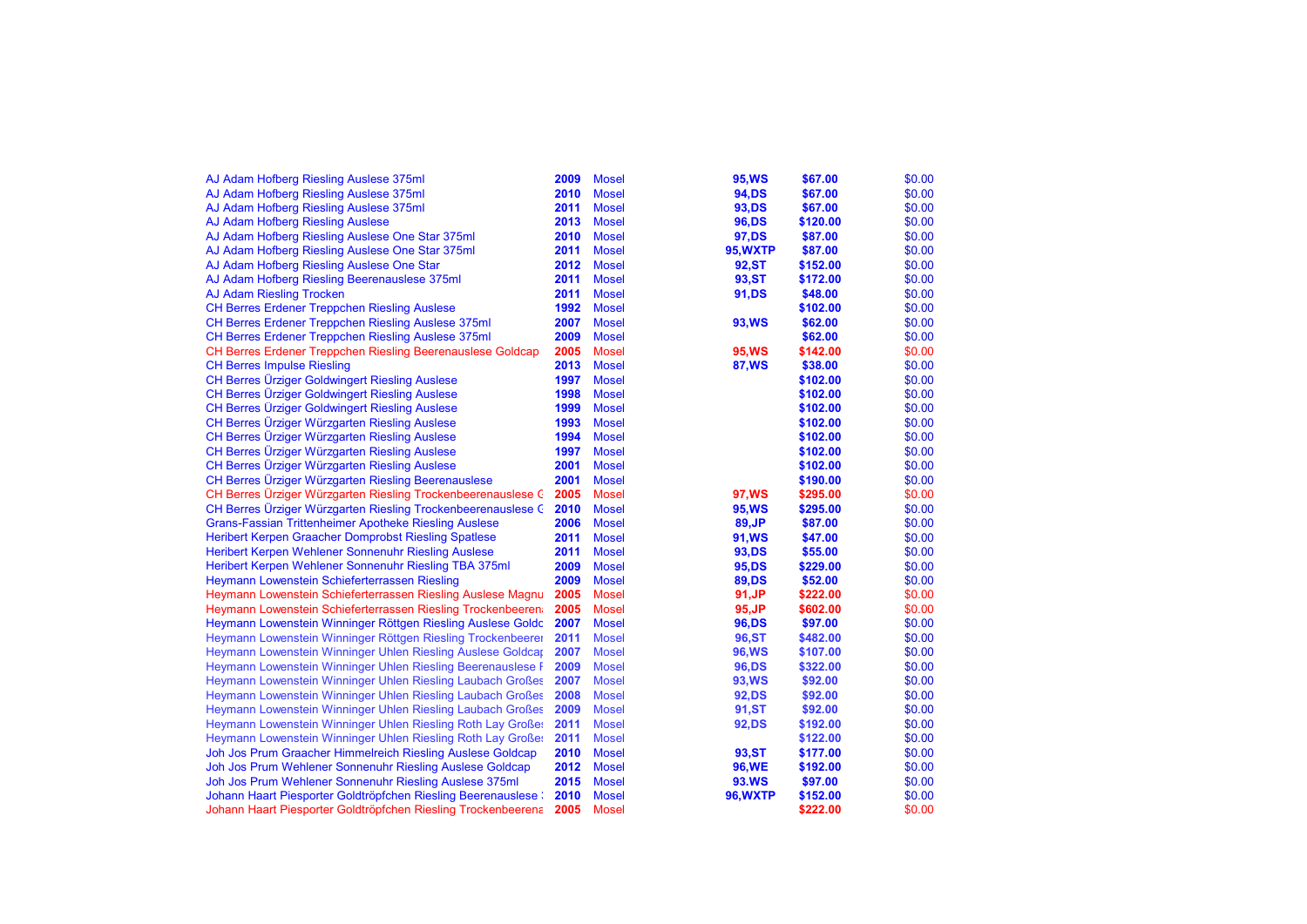| | | | | | |
|---|---|---|---|---|---|
| AJ Adam Hofberg Riesling Auslese 375ml | **2009** | Mosel | **95,WS** | **$67.00** | $0.00 |
| AJ Adam Hofberg Riesling Auslese 375ml | **2010** | Mosel | **94,DS** | **$67.00** | $0.00 |
| AJ Adam Hofberg Riesling Auslese 375ml | **2011** | Mosel | **93,DS** | **$67.00** | $0.00 |
| AJ Adam Hofberg Riesling Auslese | **2013** | Mosel | **96,DS** | **$120.00** | $0.00 |
| AJ Adam Hofberg Riesling Auslese One Star 375ml | **2010** | Mosel | **97,DS** | **$87.00** | $0.00 |
| AJ Adam Hofberg Riesling Auslese One Star 375ml | **2011** | Mosel | **95,WXTP** | **$87.00** | $0.00 |
| AJ Adam Hofberg Riesling Auslese One Star | **2012** | Mosel | **92,ST** | **$152.00** | $0.00 |
| AJ Adam Hofberg Riesling Beerenauslese 375ml | **2011** | Mosel | **93,ST** | **$172.00** | $0.00 |
| AJ Adam Riesling Trocken | **2011** | Mosel | **91,DS** | **$48.00** | $0.00 |
| CH Berres Erdener Treppchen Riesling Auslese | **1992** | Mosel | | **$102.00** | $0.00 |
| CH Berres Erdener Treppchen Riesling Auslese 375ml | **2007** | Mosel | **93,WS** | **$62.00** | $0.00 |
| CH Berres Erdener Treppchen Riesling Auslese 375ml | **2009** | Mosel | | **$62.00** | $0.00 |
| CH Berres Erdener Treppchen Riesling Beerenauslese Goldcap | **2005** | Mosel | **95,WS** | **$142.00** | $0.00 |
| CH Berres Impulse Riesling | **2013** | Mosel | **87,WS** | **$38.00** | $0.00 |
| CH Berres Ürziger Goldwingert Riesling Auslese | **1997** | Mosel | | **$102.00** | $0.00 |
| CH Berres Ürziger Goldwingert Riesling Auslese | **1998** | Mosel | | **$102.00** | $0.00 |
| CH Berres Ürziger Goldwingert Riesling Auslese | **1999** | Mosel | | **$102.00** | $0.00 |
| CH Berres Ürziger Würzgarten Riesling Auslese | **1993** | Mosel | | **$102.00** | $0.00 |
| CH Berres Ürziger Würzgarten Riesling Auslese | **1994** | Mosel | | **$102.00** | $0.00 |
| CH Berres Ürziger Würzgarten Riesling Auslese | **1997** | Mosel | | **$102.00** | $0.00 |
| CH Berres Ürziger Würzgarten Riesling Auslese | **2001** | Mosel | | **$102.00** | $0.00 |
| CH Berres Ürziger Würzgarten Riesling Beerenauslese | **2001** | Mosel | | **$190.00** | $0.00 |
| CH Berres Ürziger Würzgarten Riesling Trockenbeerenauslese G | **2005** | Mosel | **97,WS** | **$295.00** | $0.00 |
| CH Berres Ürziger Würzgarten Riesling Trockenbeerenauslese G | **2010** | Mosel | **95,WS** | **$295.00** | $0.00 |
| Grans-Fassian Trittenheimer Apotheke Riesling Auslese | **2006** | Mosel | **89,JP** | **$87.00** | $0.00 |
| Heribert Kerpen Graacher Domprobst Riesling Spatlese | **2011** | Mosel | **91,WS** | **$47.00** | $0.00 |
| Heribert Kerpen Wehlener Sonnenuhr Riesling Auslese | **2011** | Mosel | **93,DS** | **$55.00** | $0.00 |
| Heribert Kerpen Wehlener Sonnenuhr Riesling TBA 375ml | **2009** | Mosel | **95,DS** | **$229.00** | $0.00 |
| Heymann Lowenstein Schieferterrassen Riesling | **2009** | Mosel | **89,DS** | **$52.00** | $0.00 |
| Heymann Lowenstein Schieferterrassen Riesling Auslese Magnu | **2005** | Mosel | **91,JP** | **$222.00** | $0.00 |
| Heymann Lowenstein Schieferterrassen Riesling Trockenbeeren | **2005** | Mosel | **95,JP** | **$602.00** | $0.00 |
| Heymann Lowenstein Winninger Röttgen Riesling Auslese Goldc | **2007** | Mosel | **96,DS** | **$97.00** | $0.00 |
| Heymann Lowenstein Winninger Röttgen Riesling Trockenbeere | **2011** | Mosel | **96,ST** | **$482.00** | $0.00 |
| Heymann Lowenstein Winninger Uhlen Riesling Auslese Goldcap | **2007** | Mosel | **96,WS** | **$107.00** | $0.00 |
| Heymann Lowenstein Winninger Uhlen Riesling Beerenauslese F | **2009** | Mosel | **96,DS** | **$322.00** | $0.00 |
| Heymann Lowenstein Winninger Uhlen Riesling Laubach Großes | **2007** | Mosel | **93,WS** | **$92.00** | $0.00 |
| Heymann Lowenstein Winninger Uhlen Riesling Laubach Großes | **2008** | Mosel | **92,DS** | **$92.00** | $0.00 |
| Heymann Lowenstein Winninger Uhlen Riesling Laubach Großes | **2009** | Mosel | **91,ST** | **$92.00** | $0.00 |
| Heymann Lowenstein Winninger Uhlen Riesling Roth Lay Große | **2011** | Mosel | **92,DS** | **$192.00** | $0.00 |
| Heymann Lowenstein Winninger Uhlen Riesling Roth Lay Große | **2011** | Mosel | | **$122.00** | $0.00 |
| Joh Jos Prum Graacher Himmelreich Riesling Auslese Goldcap | **2010** | Mosel | **93,ST** | **$177.00** | $0.00 |
| Joh Jos Prum Wehlener Sonnenuhr Riesling Auslese Goldcap | **2012** | Mosel | **96,WE** | **$192.00** | $0.00 |
| Joh Jos Prum Wehlener Sonnenuhr Riesling Auslese 375ml | **2015** | Mosel | **93.WS** | **$97.00** | $0.00 |
| Johann Haart Piesporter Goldtröpfchen Riesling Beerenauslese | **2010** | Mosel | **96,WXTP** | **$152.00** | $0.00 |
| Johann Haart Piesporter Goldtröpfchen Riesling Trockenbeerena | **2005** | Mosel | | **$222.00** | $0.00 |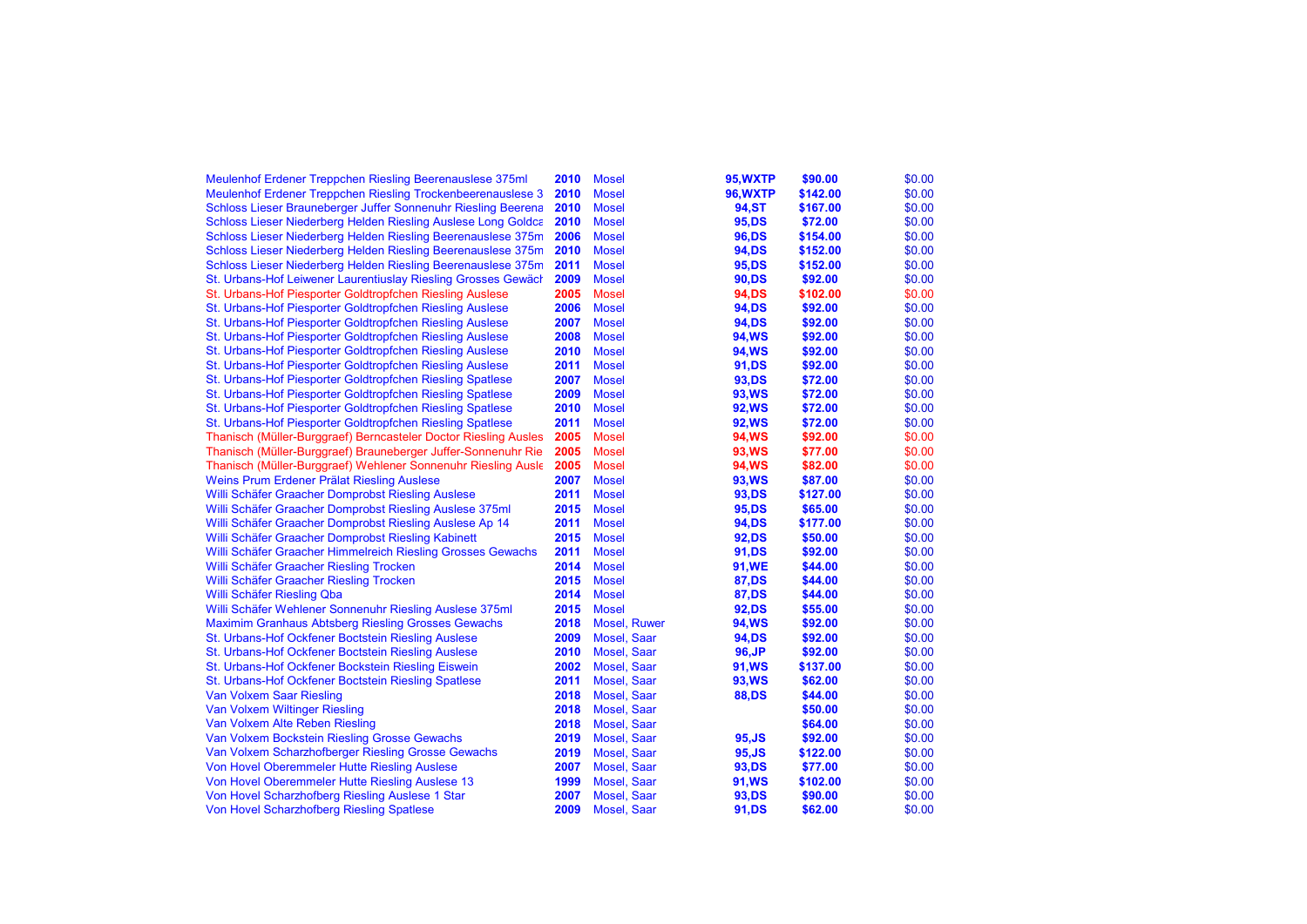| | | | | | |
|---|---|---|---|---|---|
| Meulenhof Erdener Treppchen Riesling Beerenauslese 375ml | **2010** | Mosel | **95,WXTP** | **$90.00** | $0.00 |
| Meulenhof Erdener Treppchen Riesling Trockenbeerenauslese 3 | **2010** | Mosel | **96,WXTP** | **$142.00** | $0.00 |
| Schloss Lieser Brauneberger Juffer Sonnenuhr Riesling Beerena | **2010** | Mosel | **94,ST** | **$167.00** | $0.00 |
| Schloss Lieser Niederberg Helden Riesling Auslese Long Goldca | **2010** | Mosel | **95,DS** | **$72.00** | $0.00 |
| Schloss Lieser Niederberg Helden Riesling Beerenauslese 375m | **2006** | Mosel | **96,DS** | **$154.00** | $0.00 |
| Schloss Lieser Niederberg Helden Riesling Beerenauslese 375m | **2010** | Mosel | **94,DS** | **$152.00** | $0.00 |
| Schloss Lieser Niederberg Helden Riesling Beerenauslese 375m | **2011** | Mosel | **95,DS** | **$152.00** | $0.00 |
| St. Urbans-Hof Leiwener Laurentiuslay Riesling Grosses Gewäch | **2009** | Mosel | **90,DS** | **$92.00** | $0.00 |
| St. Urbans-Hof Piesporter Goldtropfchen Riesling Auslese | **2005** | Mosel | **94,DS** | **$102.00** | $0.00 |
| St. Urbans-Hof Piesporter Goldtropfchen Riesling Auslese | **2006** | Mosel | **94,DS** | **$92.00** | $0.00 |
| St. Urbans-Hof Piesporter Goldtropfchen Riesling Auslese | **2007** | Mosel | **94,DS** | **$92.00** | $0.00 |
| St. Urbans-Hof Piesporter Goldtropfchen Riesling Auslese | **2008** | Mosel | **94,WS** | **$92.00** | $0.00 |
| St. Urbans-Hof Piesporter Goldtropfchen Riesling Auslese | **2010** | Mosel | **94,WS** | **$92.00** | $0.00 |
| St. Urbans-Hof Piesporter Goldtropfchen Riesling Auslese | **2011** | Mosel | **91,DS** | **$92.00** | $0.00 |
| St. Urbans-Hof Piesporter Goldtropfchen Riesling Spatlese | **2007** | Mosel | **93,DS** | **$72.00** | $0.00 |
| St. Urbans-Hof Piesporter Goldtropfchen Riesling Spatlese | **2009** | Mosel | **93,WS** | **$72.00** | $0.00 |
| St. Urbans-Hof Piesporter Goldtropfchen Riesling Spatlese | **2010** | Mosel | **92,WS** | **$72.00** | $0.00 |
| St. Urbans-Hof Piesporter Goldtropfchen Riesling Spatlese | **2011** | Mosel | **92,WS** | **$72.00** | $0.00 |
| Thanisch (Müller-Burggraef) Berncasteler Doctor Riesling Ausles | **2005** | Mosel | **94,WS** | **$92.00** | $0.00 |
| Thanisch (Müller-Burggraef) Brauneberger Juffer-Sonnenuhr Rie | **2005** | Mosel | **93,WS** | **$77.00** | $0.00 |
| Thanisch (Müller-Burggraef) Wehlener Sonnenuhr Riesling Ausle | **2005** | Mosel | **94,WS** | **$82.00** | $0.00 |
| Weins Prum Erdener Prälat Riesling Auslese | **2007** | Mosel | **93,WS** | **$87.00** | $0.00 |
| Willi Schäfer Graacher Domprobst Riesling Auslese | **2011** | Mosel | **93,DS** | **$127.00** | $0.00 |
| Willi Schäfer Graacher Domprobst Riesling Auslese 375ml | **2015** | Mosel | **95,DS** | **$65.00** | $0.00 |
| Willi Schäfer Graacher Domprobst Riesling Auslese Ap 14 | **2011** | Mosel | **94,DS** | **$177.00** | $0.00 |
| Willi Schäfer Graacher Domprobst Riesling Kabinett | **2015** | Mosel | **92,DS** | **$50.00** | $0.00 |
| Willi Schäfer Graacher Himmelreich Riesling Grosses Gewachs | **2011** | Mosel | **91,DS** | **$92.00** | $0.00 |
| Willi Schäfer Graacher Riesling Trocken | **2014** | Mosel | **91,WE** | **$44.00** | $0.00 |
| Willi Schäfer Graacher Riesling Trocken | **2015** | Mosel | **87,DS** | **$44.00** | $0.00 |
| Willi Schäfer Riesling Qba | **2014** | Mosel | **87,DS** | **$44.00** | $0.00 |
| Willi Schäfer Wehlener Sonnenuhr Riesling Auslese 375ml | **2015** | Mosel | **92,DS** | **$55.00** | $0.00 |
| Maximim Granhaus Abtsberg Riesling Grosses Gewachs | **2018** | Mosel, Ruwer | **94,WS** | **$92.00** | $0.00 |
| St. Urbans-Hof Ockfener Boctstein Riesling Auslese | **2009** | Mosel, Saar | **94,DS** | **$92.00** | $0.00 |
| St. Urbans-Hof Ockfener Boctstein Riesling Auslese | **2010** | Mosel, Saar | **96,JP** | **$92.00** | $0.00 |
| St. Urbans-Hof Ockfener Bockstein Riesling Eiswein | **2002** | Mosel, Saar | **91,WS** | **$137.00** | $0.00 |
| St. Urbans-Hof Ockfener Boctstein Riesling Spatlese | **2011** | Mosel, Saar | **93,WS** | **$62.00** | $0.00 |
| Van Volxem Saar Riesling | **2018** | Mosel, Saar | **88,DS** | **$44.00** | $0.00 |
| Van Volxem Wiltinger Riesling | **2018** | Mosel, Saar | | **$50.00** | $0.00 |
| Van Volxem Alte Reben Riesling | **2018** | Mosel, Saar | | **$64.00** | $0.00 |
| Van Volxem Bockstein Riesling Grosse Gewachs | **2019** | Mosel, Saar | **95,JS** | **$92.00** | $0.00 |
| Van Volxem Scharzhofberger Riesling Grosse Gewachs | **2019** | Mosel, Saar | **95,JS** | **$122.00** | $0.00 |
| Von Hovel Oberemmeler Hutte Riesling Auslese | **2007** | Mosel, Saar | **93,DS** | **$77.00** | $0.00 |
| Von Hovel Oberemmeler Hutte Riesling Auslese 13 | **1999** | Mosel, Saar | **91,WS** | **$102.00** | $0.00 |
| Von Hovel Scharzhofberg Riesling Auslese 1 Star | **2007** | Mosel, Saar | **93,DS** | **$90.00** | $0.00 |
| Von Hovel Scharzhofberg Riesling Spatlese | **2009** | Mosel, Saar | **91,DS** | **$62.00** | $0.00 |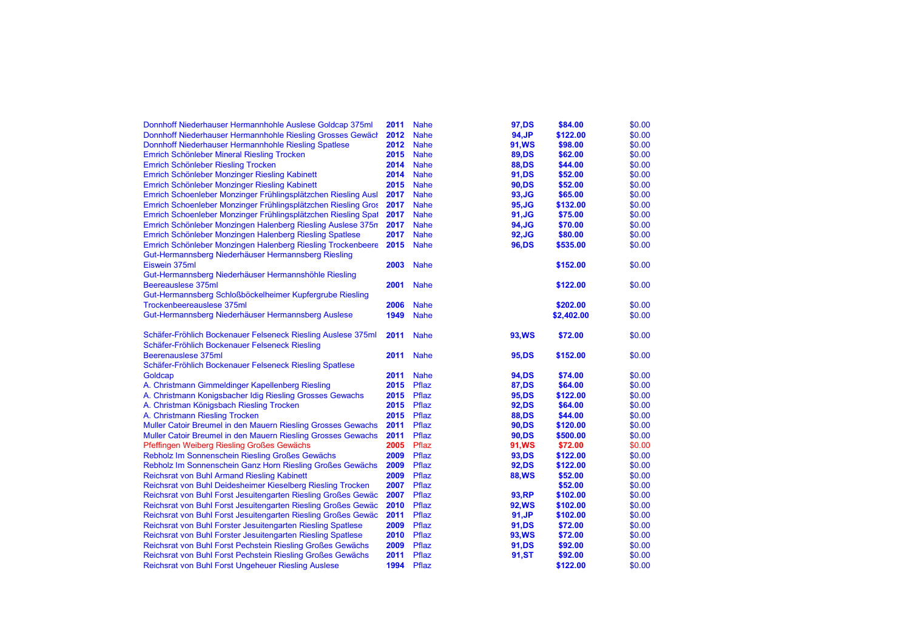| | | | | | |
|---|---|---|---|---|---|
| Donnhoff Niederhauser Hermannhohle Auslese Goldcap 375ml | **2011** | Nahe | **97,DS** | **$84.00** | $0.00 |
| Donnhoff Niederhauser Hermannhohle Riesling Grosses Gewäch | **2012** | Nahe | **94,JP** | **$122.00** | $0.00 |
| Donnhoff Niederhauser Hermannhohle Riesling Spatlese | **2012** | Nahe | **91,WS** | **$98.00** | $0.00 |
| Emrich Schönleber Mineral Riesling Trocken | **2015** | Nahe | **89,DS** | **$62.00** | $0.00 |
| Emrich Schönleber Riesling Trocken | **2014** | Nahe | **88,DS** | **$44.00** | $0.00 |
| Emrich Schönleber Monzinger Riesling Kabinett | **2014** | Nahe | **91,DS** | **$52.00** | $0.00 |
| Emrich Schönleber Monzinger Riesling Kabinett | **2015** | Nahe | **90,DS** | **$52.00** | $0.00 |
| Emrich Schoenleber Monzinger Frühlingsplätzchen Riesling Ausl | **2017** | Nahe | **93,JG** | **$65.00** | $0.00 |
| Emrich Schoenleber Monzinger Frühlingsplätzchen Riesling Gros | **2017** | Nahe | **95,JG** | **$132.00** | $0.00 |
| Emrich Schoenleber Monzinger Frühlingsplätzchen Riesling Spat | **2017** | Nahe | **91,JG** | **$75.00** | $0.00 |
| Emrich Schönleber Monzingen Halenberg Riesling Auslese 375m | **2017** | Nahe | **94,JG** | **$70.00** | $0.00 |
| Emrich Schönleber Monzingen Halenberg Riesling Spatlese | **2017** | Nahe | **92,JG** | **$80.00** | $0.00 |
| Emrich Schönleber Monzingen Halenberg Riesling Trockenbeere | **2015** | Nahe | **96,DS** | **$535.00** | $0.00 |
| Gut-Hermannsberg Niederhäuser Hermannsberg Riesling Eiswein 375ml | **2003** | Nahe | | **$152.00** | $0.00 |
| Gut-Hermannsberg Niederhäuser Hermannshöhle Riesling Beereauslese 375ml | **2001** | Nahe | | **$122.00** | $0.00 |
| Gut-Hermannsberg Schloßböckelheimer Kupfergrube Riesling Trockenbeereauslese 375ml | **2006** | Nahe | | **$202.00** | $0.00 |
| Gut-Hermannsberg Niederhäuser Hermannsberg Auslese | **1949** | Nahe | | **$2,402.00** | $0.00 |
| Schäfer-Fröhlich Bockenauer Felseneck Riesling Auslese 375ml | **2011** | Nahe | **93,WS** | **$72.00** | $0.00 |
| Schäfer-Fröhlich Bockenauer Felseneck Riesling Beerenauslese 375ml | **2011** | Nahe | **95,DS** | **$152.00** | $0.00 |
| Schäfer-Fröhlich Bockenauer Felseneck Riesling Spatlese Goldcap | **2011** | Nahe | **94,DS** | **$74.00** | $0.00 |
| A. Christmann Gimmeldinger Kapellenberg Riesling | **2015** | Pflaz | **87,DS** | **$64.00** | $0.00 |
| A. Christmann Konigsbacher Idig Riesling Grosses Gewachs | **2015** | Pflaz | **95,DS** | **$122.00** | $0.00 |
| A. Christman Königsbach Riesling Trocken | **2015** | Pflaz | **92,DS** | **$64.00** | $0.00 |
| A. Christmann Riesling Trocken | **2015** | Pflaz | **88,DS** | **$44.00** | $0.00 |
| Muller Catoir Breumel in den Mauern Riesling Grosses Gewachs | **2011** | Pflaz | **90,DS** | **$120.00** | $0.00 |
| Muller Catoir Breumel in den Mauern Riesling Grosses Gewachs | **2011** | Pflaz | **90,DS** | **$500.00** | $0.00 |
| Pfeffingen Weiberg Riesling Großes Gewächs | **2005** | Pflaz | **91,WS** | **$72.00** | $0.00 |
| Rebholz Im Sonnenschein Riesling Großes Gewächs | **2009** | Pflaz | **93,DS** | **$122.00** | $0.00 |
| Rebholz Im Sonnenschein Ganz Horn Riesling Großes Gewächs | **2009** | Pflaz | **92,DS** | **$122.00** | $0.00 |
| Reichsrat von Buhl Armand Riesling Kabinett | **2009** | Pflaz | **88,WS** | **$52.00** | $0.00 |
| Reichsrat von Buhl Deidesheimer Kieselberg Riesling Trocken | **2007** | Pflaz | | **$52.00** | $0.00 |
| Reichsrat von Buhl Forst Jesuitengarten Riesling Großes Gewäc | **2007** | Pflaz | **93,RP** | **$102.00** | $0.00 |
| Reichsrat von Buhl Forst Jesuitengarten Riesling Großes Gewäc | **2010** | Pflaz | **92,WS** | **$102.00** | $0.00 |
| Reichsrat von Buhl Forst Jesuitengarten Riesling Großes Gewäc | **2011** | Pflaz | **91,JP** | **$102.00** | $0.00 |
| Reichsrat von Buhl Forster Jesuitengarten Riesling Spatlese | **2009** | Pflaz | **91,DS** | **$72.00** | $0.00 |
| Reichsrat von Buhl Forster Jesuitengarten Riesling Spatlese | **2010** | Pflaz | **93,WS** | **$72.00** | $0.00 |
| Reichsrat von Buhl Forst Pechstein Riesling Großes Gewächs | **2009** | Pflaz | **91,DS** | **$92.00** | $0.00 |
| Reichsrat von Buhl Forst Pechstein Riesling Großes Gewächs | **2011** | Pflaz | **91,ST** | **$92.00** | $0.00 |
| Reichsrat von Buhl Forst Ungeheuer Riesling Auslese | **1994** | Pflaz | | **$122.00** | $0.00 |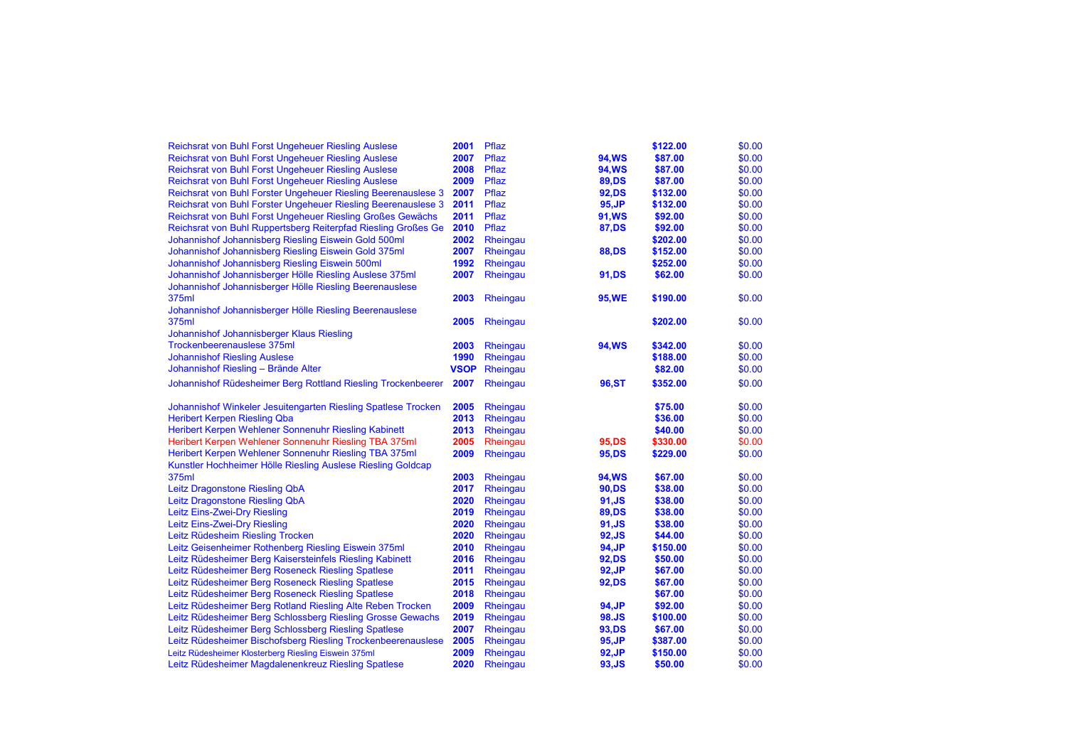| | | | | | |
|---|---|---|---|---|---|
| Reichsrat von Buhl Forst Ungeheuer Riesling Auslese | **2001** | Pflaz | | **$122.00** | $0.00 |
| Reichsrat von Buhl Forst Ungeheuer Riesling Auslese | **2007** | Pflaz | **94,WS** | **$87.00** | $0.00 |
| Reichsrat von Buhl Forst Ungeheuer Riesling Auslese | **2008** | Pflaz | **94,WS** | **$87.00** | $0.00 |
| Reichsrat von Buhl Forst Ungeheuer Riesling Auslese | **2009** | Pflaz | **89,DS** | **$87.00** | $0.00 |
| Reichsrat von Buhl Forster Ungeheuer Riesling Beerenauslese 3 | **2007** | Pflaz | **92,DS** | **$132.00** | $0.00 |
| Reichsrat von Buhl Forster Ungeheuer Riesling Beerenauslese 3 | **2011** | Pflaz | **95,JP** | **$132.00** | $0.00 |
| Reichsrat von Buhl Forst Ungeheuer Riesling Großes Gewächs | **2011** | Pflaz | **91,WS** | **$92.00** | $0.00 |
| Reichsrat von Buhl Ruppertsberg Reiterpfad Riesling Großes Ge | **2010** | Pflaz | **87,DS** | **$92.00** | $0.00 |
| Johannishof Johannisberg Riesling Eiswein Gold 500ml | **2002** | Rheingau | | **$202.00** | $0.00 |
| Johannishof Johannisberg Riesling Eiswein Gold 375ml | **2007** | Rheingau | **88,DS** | **$152.00** | $0.00 |
| Johannishof Johannisberg Riesling Eiswein 500ml | **1992** | Rheingau | | **$252.00** | $0.00 |
| Johannishof Johannisberger Hölle Riesling Auslese 375ml | **2007** | Rheingau | **91,DS** | **$62.00** | $0.00 |
| Johannishof Johannisberger Hölle Riesling Beerenauslese 375ml | **2003** | Rheingau | **95,WE** | **$190.00** | $0.00 |
| Johannishof Johannisberger Hölle Riesling Beerenauslese 375ml | **2005** | Rheingau | | **$202.00** | $0.00 |
| Johannishof Johannisberger Klaus Riesling Trockenbeerenauslese 375ml | **2003** | Rheingau | **94,WS** | **$342.00** | $0.00 |
| Johannishof Riesling Auslese | **1990** | Rheingau | | **$188.00** | $0.00 |
| Johannishof Riesling – Brände Alter | **VSOP** | Rheingau | | **$82.00** | $0.00 |
| Johannishof Rüdesheimer Berg Rottland Riesling Trockenbeerer | **2007** | Rheingau | **96,ST** | **$352.00** | $0.00 |
| Johannishof Winkeler Jesuitengarten Riesling Spatlese Trocken | **2005** | Rheingau | | **$75.00** | $0.00 |
| Heribert Kerpen Riesling Qba | **2013** | Rheingau | | **$36.00** | $0.00 |
| Heribert Kerpen Wehlener Sonnenuhr Riesling Kabinett | **2013** | Rheingau | | **$40.00** | $0.00 |
| Heribert Kerpen Wehlener Sonnenuhr Riesling TBA 375ml | **2005** | Rheingau | **95,DS** | **$330.00** | $0.00 |
| Heribert Kerpen Wehlener Sonnenuhr Riesling TBA 375ml | **2009** | Rheingau | **95,DS** | **$229.00** | $0.00 |
| Kunstler Hochheimer Hölle Riesling Auslese Riesling Goldcap 375ml | **2003** | Rheingau | **94,WS** | **$67.00** | $0.00 |
| Leitz Dragonstone Riesling QbA | **2017** | Rheingau | **90,DS** | **$38.00** | $0.00 |
| Leitz Dragonstone Riesling QbA | **2020** | Rheingau | **91,JS** | **$38.00** | $0.00 |
| Leitz Eins-Zwei-Dry Riesling | **2019** | Rheingau | **89,DS** | **$38.00** | $0.00 |
| Leitz Eins-Zwei-Dry Riesling | **2020** | Rheingau | **91,JS** | **$38.00** | $0.00 |
| Leitz Rüdesheim Riesling Trocken | **2020** | Rheingau | **92,JS** | **$44.00** | $0.00 |
| Leitz Geisenheimer Rothenberg Riesling Eiswein 375ml | **2010** | Rheingau | **94,JP** | **$150.00** | $0.00 |
| Leitz Rüdesheimer Berg Kaisersteinfels Riesling Kabinett | **2016** | Rheingau | **92,DS** | **$50.00** | $0.00 |
| Leitz Rüdesheimer Berg Roseneck Riesling Spatlese | **2011** | Rheingau | **92,JP** | **$67.00** | $0.00 |
| Leitz Rüdesheimer Berg Roseneck Riesling Spatlese | **2015** | Rheingau | **92,DS** | **$67.00** | $0.00 |
| Leitz Rüdesheimer Berg Roseneck Riesling Spatlese | **2018** | Rheingau | | **$67.00** | $0.00 |
| Leitz Rüdesheimer Berg Rotland Riesling Alte Reben Trocken | **2009** | Rheingau | **94,JP** | **$92.00** | $0.00 |
| Leitz Rüdesheimer Berg Schlossberg Riesling Grosse Gewachs | **2019** | Rheingau | **98.JS** | **$100.00** | $0.00 |
| Leitz Rüdesheimer Berg Schlossberg Riesling Spatlese | **2007** | Rheingau | **93,DS** | **$67.00** | $0.00 |
| Leitz Rüdesheimer Bischofsberg Riesling Trockenbeerenauslese | **2005** | Rheingau | **95,JP** | **$387.00** | $0.00 |
| Leitz Rüdesheimer Klosterberg Riesling Eiswein 375ml | **2009** | Rheingau | **92,JP** | **$150.00** | $0.00 |
| Leitz Rüdesheimer Magdalenenkreuz Riesling Spatlese | **2020** | Rheingau | **93,JS** | **$50.00** | $0.00 |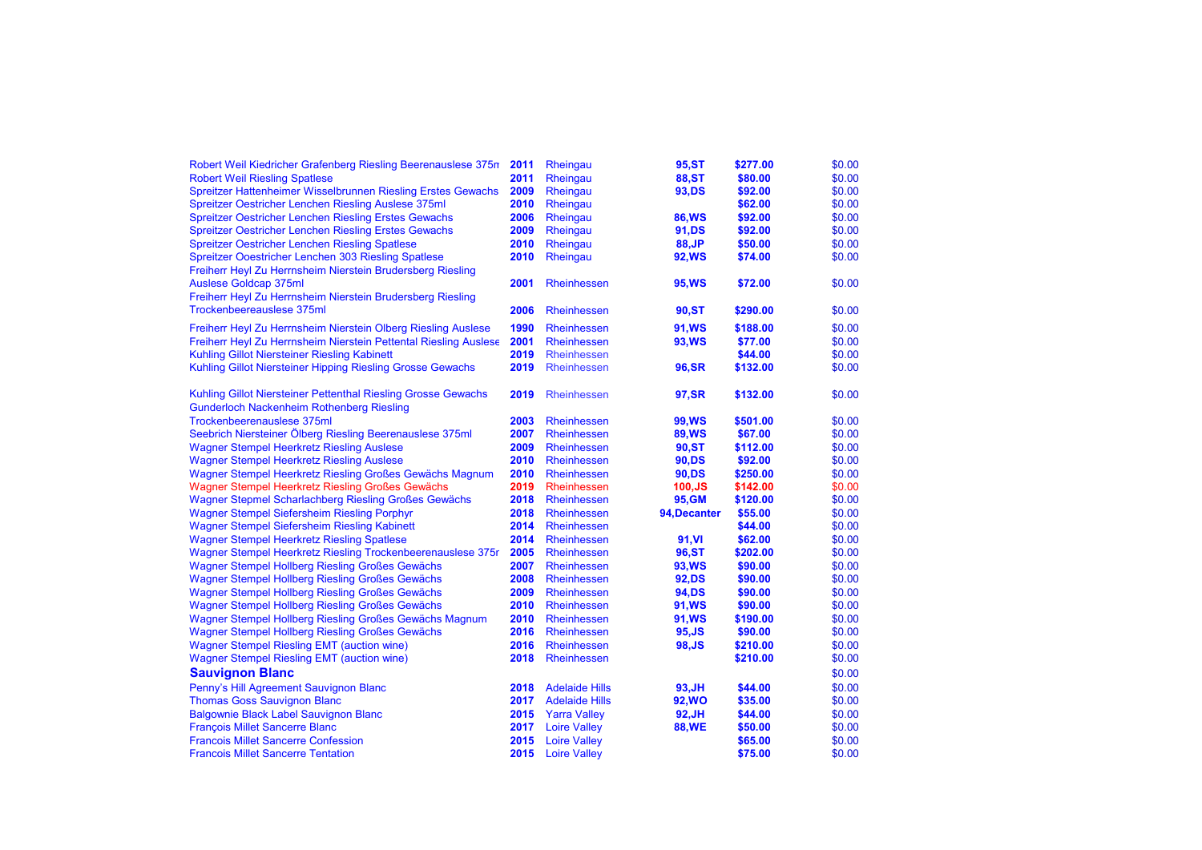| | | | | | |
|---|---|---|---|---|---|
| Robert Weil Kiedricher Grafenberg Riesling Beerenauslese 375n | **2011** | Rheingau | **95,ST** | **$277.00** | $0.00 |
| Robert Weil Riesling Spatlese | **2011** | Rheingau | **88,ST** | **$80.00** | $0.00 |
| Spreitzer Hattenheimer Wisselbrunnen Riesling Erstes Gewachs | **2009** | Rheingau | **93,DS** | **$92.00** | $0.00 |
| Spreitzer Oestricher Lenchen Riesling Auslese 375ml | **2010** | Rheingau | | **$62.00** | $0.00 |
| Spreitzer Oestricher Lenchen Riesling Erstes Gewachs | **2006** | Rheingau | **86,WS** | **$92.00** | $0.00 |
| Spreitzer Oestricher Lenchen Riesling Erstes Gewachs | **2009** | Rheingau | **91,DS** | **$92.00** | $0.00 |
| Spreitzer Oestricher Lenchen Riesling Spatlese | **2010** | Rheingau | **88,JP** | **$50.00** | $0.00 |
| Spreitzer Ooestricher Lenchen 303 Riesling Spatlese | **2010** | Rheingau | **92,WS** | **$74.00** | $0.00 |
| Freiherr Heyl Zu Herrnsheim Nierstein Brudersberg Riesling Auslese Goldcap 375ml | **2001** | Rheinhessen | **95,WS** | **$72.00** | $0.00 |
| Freiherr Heyl Zu Herrnsheim Nierstein Brudersberg Riesling Trockenbeereauslese 375ml | **2006** | Rheinhessen | **90,ST** | **$290.00** | $0.00 |
| Freiherr Heyl Zu Herrnsheim Nierstein Olberg Riesling Auslese | **1990** | Rheinhessen | **91,WS** | **$188.00** | $0.00 |
| Freiherr Heyl Zu Herrnsheim Nierstein Pettental Riesling Auslese | **2001** | Rheinhessen | **93,WS** | **$77.00** | $0.00 |
| Kuhling Gillot Niersteiner Riesling Kabinett | **2019** | Rheinhessen | | **$44.00** | $0.00 |
| Kuhling Gillot Niersteiner Hipping Riesling Grosse Gewachs | **2019** | Rheinhessen | **96,SR** | **$132.00** | $0.00 |
| Kuhling Gillot Niersteiner Pettenthal Riesling Grosse Gewachs | **2019** | Rheinhessen | **97,SR** | **$132.00** | $0.00 |
| Gunderloch Nackenheim Rothenberg Riesling Trockenbeerenauslese 375ml | **2003** | Rheinhessen | **99,WS** | **$501.00** | $0.00 |
| Seebrich Niersteiner Ölberg Riesling Beerenauslese 375ml | **2007** | Rheinhessen | **89,WS** | **$67.00** | $0.00 |
| Wagner Stempel Heerkretz Riesling Auslese | **2009** | Rheinhessen | **90,ST** | **$112.00** | $0.00 |
| Wagner Stempel Heerkretz Riesling Auslese | **2010** | Rheinhessen | **90,DS** | **$92.00** | $0.00 |
| Wagner Stempel Heerkretz Riesling Großes Gewächs Magnum | **2010** | Rheinhessen | **90,DS** | **$250.00** | $0.00 |
| Wagner Stempel Heerkretz Riesling Großes Gewächs | **2019** | Rheinhessen | **100,JS** | **$142.00** | $0.00 |
| Wagner Stepmel Scharlachberg Riesling Großes Gewächs | **2018** | Rheinhessen | **95,GM** | **$120.00** | $0.00 |
| Wagner Stempel Siefersheim Riesling Porphyr | **2018** | Rheinhessen | **94,Decanter** | **$55.00** | $0.00 |
| Wagner Stempel Siefersheim Riesling Kabinett | **2014** | Rheinhessen | | **$44.00** | $0.00 |
| Wagner Stempel Heerkretz Riesling Spatlese | **2014** | Rheinhessen | **91,VI** | **$62.00** | $0.00 |
| Wagner Stempel Heerkretz Riesling Trockenbeerenauslese 375r | **2005** | Rheinhessen | **96,ST** | **$202.00** | $0.00 |
| Wagner Stempel Hollberg Riesling Großes Gewächs | **2007** | Rheinhessen | **93,WS** | **$90.00** | $0.00 |
| Wagner Stempel Hollberg Riesling Großes Gewächs | **2008** | Rheinhessen | **92,DS** | **$90.00** | $0.00 |
| Wagner Stempel Hollberg Riesling Großes Gewächs | **2009** | Rheinhessen | **94,DS** | **$90.00** | $0.00 |
| Wagner Stempel Hollberg Riesling Großes Gewächs | **2010** | Rheinhessen | **91,WS** | **$90.00** | $0.00 |
| Wagner Stempel Hollberg Riesling Großes Gewächs Magnum | **2010** | Rheinhessen | **91,WS** | **$190.00** | $0.00 |
| Wagner Stempel Hollberg Riesling Großes Gewächs | **2016** | Rheinhessen | **95,JS** | **$90.00** | $0.00 |
| Wagner Stempel Riesling EMT (auction wine) | **2016** | Rheinhessen | **98,JS** | **$210.00** | $0.00 |
| Wagner Stempel Riesling EMT (auction wine) | **2018** | Rheinhessen | | **$210.00** | $0.00 |
| **Sauvignon Blanc** | | | | | $0.00 |
| Penny's Hill Agreement Sauvignon Blanc | **2018** | Adelaide Hills | **93,JH** | **$44.00** | $0.00 |
| Thomas Goss Sauvignon Blanc | **2017** | Adelaide Hills | **92,WO** | **$35.00** | $0.00 |
| Balgownie Black Label Sauvignon Blanc | **2015** | Yarra Valley | **92,JH** | **$44.00** | $0.00 |
| François Millet Sancerre Blanc | **2017** | Loire Valley | **88,WE** | **$50.00** | $0.00 |
| Francois Millet Sancerre Confession | **2015** | Loire Valley | | **$65.00** | $0.00 |
| Francois Millet Sancerre Tentation | **2015** | Loire Valley | | **$75.00** | $0.00 |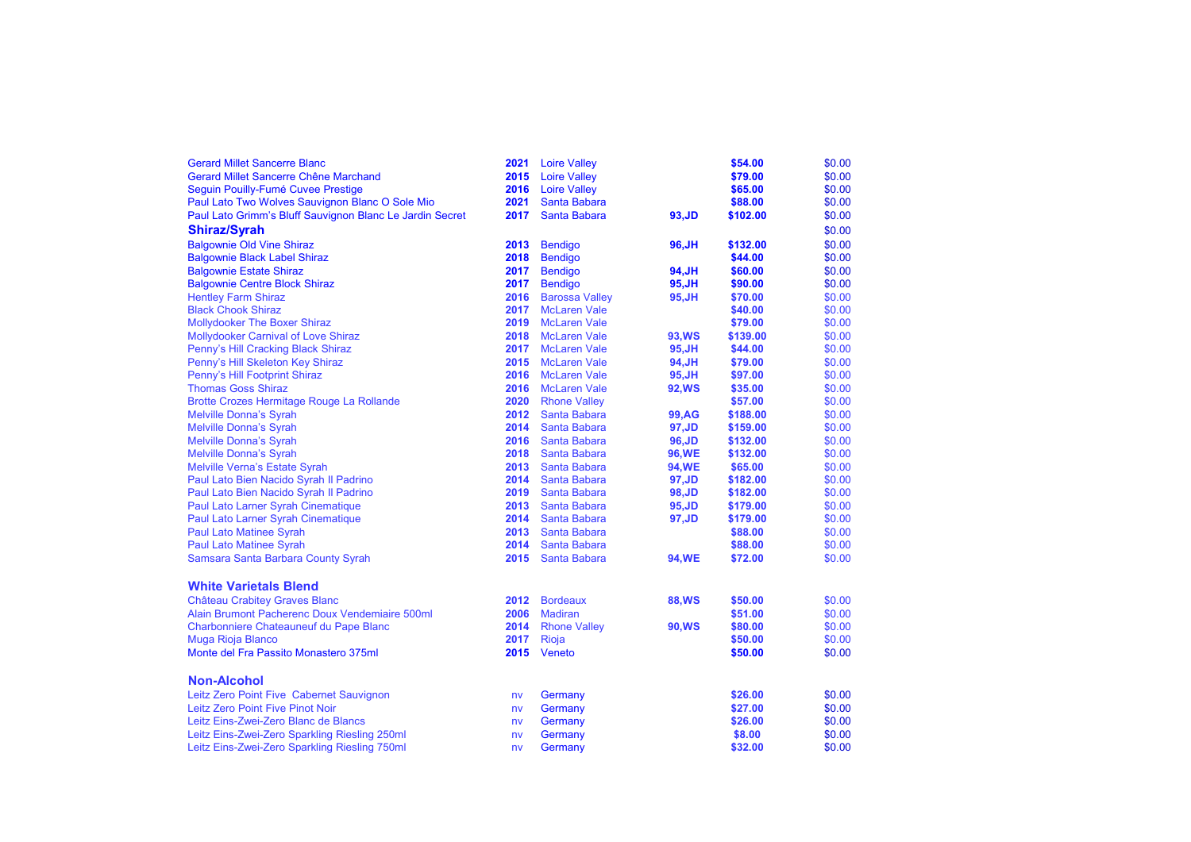| | | | | | |
|---|---|---|---|---|---|
| Gerard Millet Sancerre Blanc | **2021** | Loire Valley | | **$54.00** | $0.00 |
| Gerard Millet Sancerre Chêne Marchand | **2015** | Loire Valley | | **$79.00** | $0.00 |
| Seguin Pouilly-Fumé Cuvee Prestige | **2016** | Loire Valley | | **$65.00** | $0.00 |
| Paul Lato Two Wolves Sauvignon Blanc O Sole Mio | **2021** | Santa Babara | | **$88.00** | $0.00 |
| Paul Lato Grimm's Bluff Sauvignon Blanc Le Jardin Secret | **2017** | Santa Babara | **93,JD** | **$102.00** | $0.00 |
| **Shiraz/Syrah** | | | | | $0.00 |
| Balgownie Old Vine Shiraz | **2013** | Bendigo | **96,JH** | **$132.00** | $0.00 |
| Balgownie Black Label Shiraz | **2018** | Bendigo | | **$44.00** | $0.00 |
| Balgownie Estate Shiraz | **2017** | Bendigo | **94,JH** | **$60.00** | $0.00 |
| Balgownie Centre Block Shiraz | **2017** | Bendigo | **95,JH** | **$90.00** | $0.00 |
| Hentley Farm Shiraz | **2016** | Barossa Valley | **95,JH** | **$70.00** | $0.00 |
| Black Chook Shiraz | **2017** | McLaren Vale | | **$40.00** | $0.00 |
| Mollydooker The Boxer Shiraz | **2019** | McLaren Vale | | **$79.00** | $0.00 |
| Mollydooker Carnival of Love Shiraz | **2018** | McLaren Vale | **93,WS** | **$139.00** | $0.00 |
| Penny's Hill Cracking Black Shiraz | **2017** | McLaren Vale | **95,JH** | **$44.00** | $0.00 |
| Penny's Hill Skeleton Key Shiraz | **2015** | McLaren Vale | **94,JH** | **$79.00** | $0.00 |
| Penny's Hill Footprint Shiraz | **2016** | McLaren Vale | **95,JH** | **$97.00** | $0.00 |
| Thomas Goss Shiraz | **2016** | McLaren Vale | **92,WS** | **$35.00** | $0.00 |
| Brotte Crozes Hermitage Rouge La Rollande | **2020** | Rhone Valley | | **$57.00** | $0.00 |
| Melville Donna's Syrah | **2012** | Santa Babara | **99,AG** | **$188.00** | $0.00 |
| Melville Donna's Syrah | **2014** | Santa Babara | **97,JD** | **$159.00** | $0.00 |
| Melville Donna's Syrah | **2016** | Santa Babara | **96,JD** | **$132.00** | $0.00 |
| Melville Donna's Syrah | **2018** | Santa Babara | **96,WE** | **$132.00** | $0.00 |
| Melville Verna's Estate Syrah | **2013** | Santa Babara | **94,WE** | **$65.00** | $0.00 |
| Paul Lato Bien Nacido Syrah Il Padrino | **2014** | Santa Babara | **97,JD** | **$182.00** | $0.00 |
| Paul Lato Bien Nacido Syrah Il Padrino | **2019** | Santa Babara | **98,JD** | **$182.00** | $0.00 |
| Paul Lato Larner Syrah Cinematique | **2013** | Santa Babara | **95,JD** | **$179.00** | $0.00 |
| Paul Lato Larner Syrah Cinematique | **2014** | Santa Babara | **97,JD** | **$179.00** | $0.00 |
| Paul Lato Matinee Syrah | **2013** | Santa Babara | | **$88.00** | $0.00 |
| Paul Lato Matinee Syrah | **2014** | Santa Babara | | **$88.00** | $0.00 |
| Samsara Santa Barbara County Syrah | **2015** | Santa Babara | **94,WE** | **$72.00** | $0.00 |
| **White Varietals Blend** | | | | | |
| Château Crabitey Graves Blanc | **2012** | Bordeaux | **88,WS** | **$50.00** | $0.00 |
| Alain Brumont Pacherenc Doux Vendemiaire 500ml | **2006** | Madiran | | **$51.00** | $0.00 |
| Charbonniere Chateauneuf du Pape Blanc | **2014** | Rhone Valley | **90,WS** | **$80.00** | $0.00 |
| Muga Rioja Blanco | **2017** | Rioja | | **$50.00** | $0.00 |
| Monte del Fra Passito Monastero 375ml | **2015** | Veneto | | **$50.00** | $0.00 |
| **Non-Alcohol** | | | | | |
| Leitz Zero Point Five Cabernet Sauvignon | nv | Germany | | **$26.00** | $0.00 |
| Leitz Zero Point Five Pinot Noir | nv | Germany | | **$27.00** | $0.00 |
| Leitz Eins-Zwei-Zero Blanc de Blancs | nv | Germany | | **$26.00** | $0.00 |
| Leitz Eins-Zwei-Zero Sparkling Riesling 250ml | nv | Germany | | **$8.00** | $0.00 |
| Leitz Eins-Zwei-Zero Sparkling Riesling 750ml | nv | Germany | | **$32.00** | $0.00 |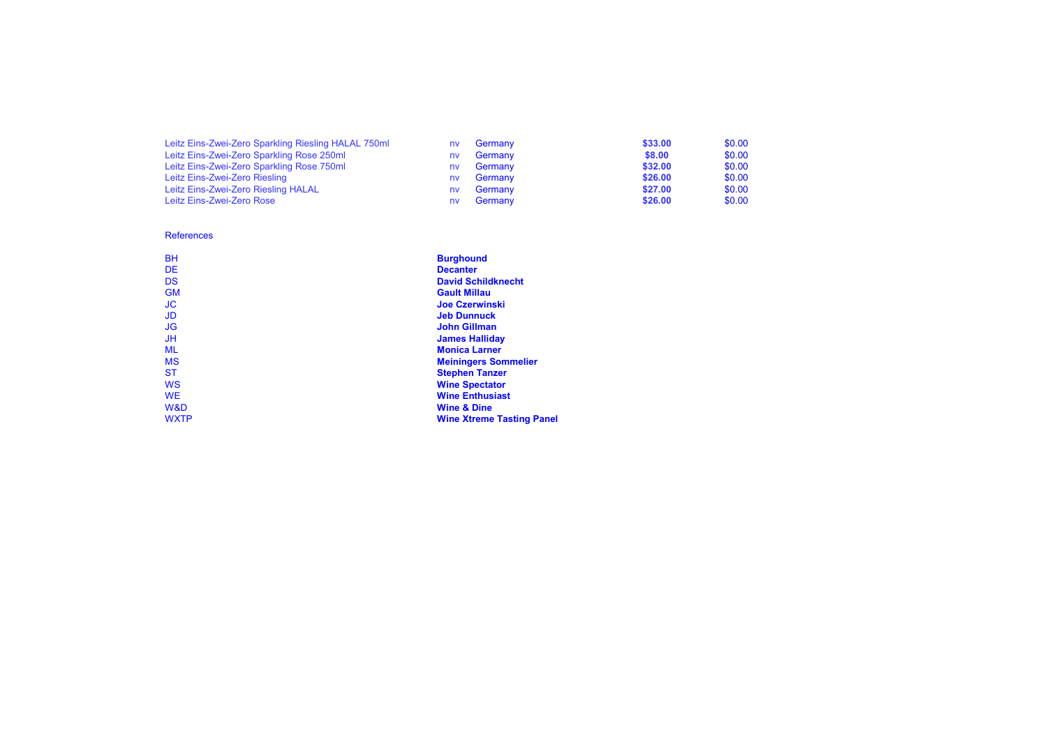| | | | | |
|---|---|---|---|---|
| Leitz Eins-Zwei-Zero Sparkling Riesling HALAL 750ml | nv | Germany | **$33.00** | $0.00 |
| Leitz Eins-Zwei-Zero Sparkling Rose 250ml | nv | Germany | **$8.00** | $0.00 |
| Leitz Eins-Zwei-Zero Sparkling Rose 750ml | nv | Germany | **$32.00** | $0.00 |
| Leitz Eins-Zwei-Zero Riesling | nv | Germany | **$26.00** | $0.00 |
| Leitz Eins-Zwei-Zero Riesling HALAL | nv | Germany | **$27.00** | $0.00 |
| Leitz Eins-Zwei-Zero Rose | nv | Germany | **$26.00** | $0.00 |

References

| | |
|---|---|
| BH | **Burghound** |
| DE | **Decanter** |
| DS | **David Schildknecht** |
| GM | **Gault Millau** |
| JC | **Joe Czerwinski** |
| JD | **Jeb Dunnuck** |
| JG | **John Gillman** |
| JH | **James Halliday** |
| ML | **Monica Larner** |
| MS | **Meiningers Sommelier** |
| ST | **Stephen Tanzer** |
| WS | **Wine Spectator** |
| WE | **Wine Enthusiast** |
| W&D | **Wine & Dine** |
| WXTP | **Wine Xtreme Tasting Panel** |